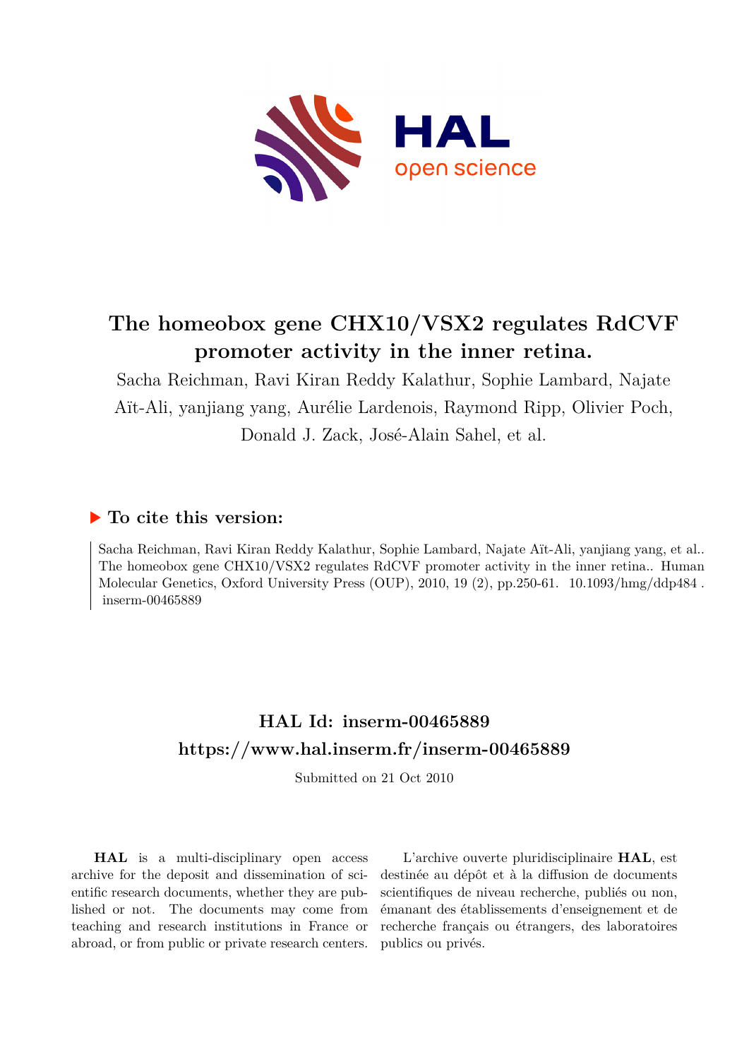# The homeobox gene CHX10/VSX2 regulates RdCVF promoter activity in the inner retina.

Sacha Reichman, Ravi Kiran Reddy Kalathur, Sophie Lambard, Najate Aït-Ali, yanjiang yang, Aurélie Lardenois, Raymond Ripp, Olivier Poch, Donald J. Zack, José-Alain Sahel, et al.

## ▶ To cite this version:

Sacha Reichman, Ravi Kiran Reddy Kalathur, Sophie Lambard, Najate Aït-Ali, yanjiang yang, et al.. The homeobox gene CHX10/VSX2 regulates RdCVF promoter activity in the inner retina.. Human Molecular Genetics, Oxford University Press (OUP), 2010, 19 (2), pp.250-61. 10.1093/hmg/ddp484. inserm-00465889

## HAL Id: inserm-00465889
## https://www.hal.inserm.fr/inserm-00465889

Submitted on 21 Oct 2010

**HAL** is a multi-disciplinary open access archive for the deposit and dissemination of scientific research documents, whether they are published or not. The documents may come from teaching and research institutions in France or abroad, or from public or private research centers.

L'archive ouverte pluridisciplinaire **HAL**, est destinée au dépôt et à la diffusion de documents scientifiques de niveau recherche, publiés ou non, émanant des établissements d'enseignement et de recherche français ou étrangers, des laboratoires publics ou privés.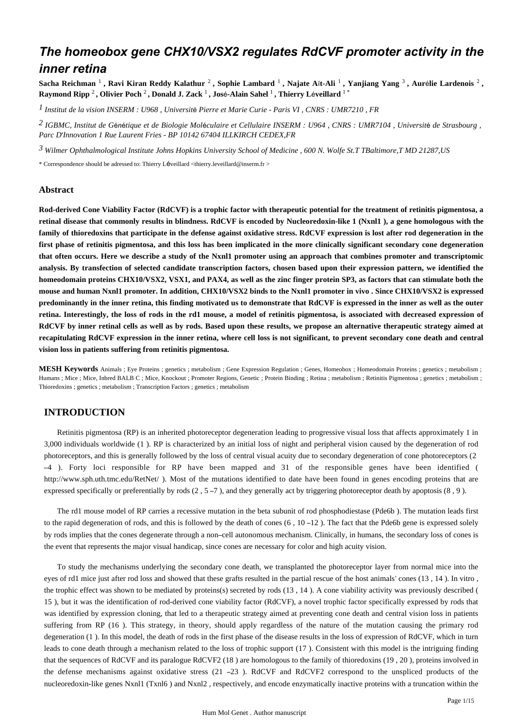# The homeobox gene CHX10/VSX2 regulates RdCVF promoter activity in the inner retina

**Sacha Reichman** [1] **, Ravi Kiran Reddy Kalathur** [2] **, Sophie Lambard** [1] **, Najate Aït-Ali** [1] **, Yanjiang Yang** [3] **, Aurélie Lardenois** [2] **, Raymond Ripp** [2] **, Olivier Poch** [2] **, Donald J. Zack** [1] **, José-Alain Sahel** [1] **, Thierry Léveillard** [1 *]

[1] *Institut de la vision INSERM : U968 , Université Pierre et Marie Curie - Paris VI , CNRS : UMR7210 , FR*

[2] *IGBMC, Institut de Génétique et de Biologie Moléculaire et Cellulaire INSERM : U964 , CNRS : UMR7104 , Université de Strasbourg , Parc D'Innovation 1 Rue Laurent Fries - BP 10142 67404 ILLKIRCH CEDEX,FR*

[3] *Wilmer Ophthalmological Institute Johns Hopkins University School of Medicine , 600 N. Wolfe St.T TBaltimore,T MD 21287,US*

\* Correspondence should be adressed to: Thierry Léveillard <thierry.leveillard@inserm.fr >

## Abstract

**Rod-derived Cone Viability Factor (RdCVF) is a trophic factor with therapeutic potential for the treatment of retinitis pigmentosa, a retinal disease that commonly results in blindness. RdCVF is encoded by Nucleoredoxin-like 1 (Nxnl1 ), a gene homologous with the family of thioredoxins that participate in the defense against oxidative stress. RdCVF expression is lost after rod degeneration in the first phase of retinitis pigmentosa, and this loss has been implicated in the more clinically significant secondary cone degeneration that often occurs. Here we describe a study of the Nxnl1 promoter using an approach that combines promoter and transcriptomic analysis. By transfection of selected candidate transcription factors, chosen based upon their expression pattern, we identified the homeodomain proteins CHX10/VSX2, VSX1, and PAX4, as well as the zinc finger protein SP3, as factors that can stimulate both the mouse and human Nxnl1 promoter. In addition, CHX10/VSX2 binds to the Nxnl1 promoter in vivo . Since CHX10/VSX2 is expressed predominantly in the inner retina, this finding motivated us to demonstrate that RdCVF is expressed in the inner as well as the outer retina. Interestingly, the loss of rods in the rd1 mouse, a model of retinitis pigmentosa, is associated with decreased expression of RdCVF by inner retinal cells as well as by rods. Based upon these results, we propose an alternative therapeutic strategy aimed at recapitulating RdCVF expression in the inner retina, where cell loss is not significant, to prevent secondary cone death and central vision loss in patients suffering from retinitis pigmentosa.**

**MESH Keywords** Animals ; Eye Proteins ; genetics ; metabolism ; Gene Expression Regulation ; Genes, Homeobox ; Homeodomain Proteins ; genetics ; metabolism ; Humans ; Mice ; Mice, Inbred BALB C ; Mice, Knockout ; Promoter Regions, Genetic ; Protein Binding ; Retina ; metabolism ; Retinitis Pigmentosa ; genetics ; metabolism ; Thioredoxins ; genetics ; metabolism ; Transcription Factors ; genetics ; metabolism

## INTRODUCTION

Retinitis pigmentosa (RP) is an inherited photoreceptor degeneration leading to progressive visual loss that affects approximately 1 in 3,000 individuals worldwide (1 ). RP is characterized by an initial loss of night and peripheral vision caused by the degeneration of rod photoreceptors, and this is generally followed by the loss of central visual acuity due to secondary degeneration of cone photoreceptors (2 –4 ). Forty loci responsible for RP have been mapped and 31 of the responsible genes have been identified ( http://www.sph.uth.tmc.edu/RetNet/ ). Most of the mutations identified to date have been found in genes encoding proteins that are expressed specifically or preferentially by rods (2 , 5 –7 ), and they generally act by triggering photoreceptor death by apoptosis (8 , 9 ).

The rd1 mouse model of RP carries a recessive mutation in the beta subunit of rod phosphodiestase (Pde6b ). The mutation leads first to the rapid degeneration of rods, and this is followed by the death of cones (6 , 10 –12 ). The fact that the Pde6b gene is expressed solely by rods implies that the cones degenerate through a non–cell autonomous mechanism. Clinically, in humans, the secondary loss of cones is the event that represents the major visual handicap, since cones are necessary for color and high acuity vision.

To study the mechanisms underlying the secondary cone death, we transplanted the photoreceptor layer from normal mice into the eyes of rd1 mice just after rod loss and showed that these grafts resulted in the partial rescue of the host animals' cones (13 , 14 ). In vitro , the trophic effect was shown to be mediated by proteins(s) secreted by rods (13 , 14 ). A cone viability activity was previously described ( 15 ), but it was the identification of rod-derived cone viability factor (RdCVF), a novel trophic factor specifically expressed by rods that was identified by expression cloning, that led to a therapeutic strategy aimed at preventing cone death and central vision loss in patients suffering from RP (16 ). This strategy, in theory, should apply regardless of the nature of the mutation causing the primary rod degeneration (1 ). In this model, the death of rods in the first phase of the disease results in the loss of expression of RdCVF, which in turn leads to cone death through a mechanism related to the loss of trophic support (17 ). Consistent with this model is the intriguing finding that the sequences of RdCVF and its paralogue RdCVF2 (18 ) are homologous to the family of thioredoxins (19 , 20 ), proteins involved in the defense mechanisms against oxidative stress (21 –23 ). RdCVF and RdCVF2 correspond to the unspliced products of the nucleoredoxin-like genes Nxnl1 (Txnl6 ) and Nxnl2 , respectively, and encode enzymatically inactive proteins with a truncation within the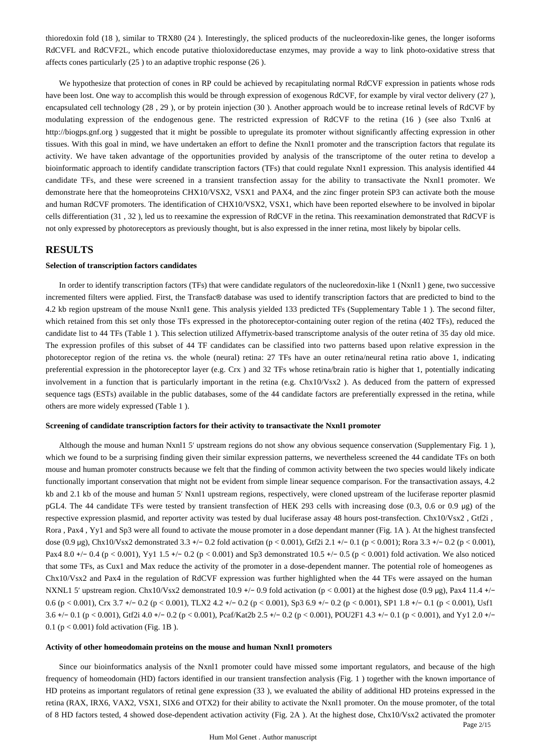thioredoxin fold (18 ), similar to TRX80 (24 ). Interestingly, the spliced products of the nucleoredoxin-like genes, the longer isoforms RdCVFL and RdCVF2L, which encode putative thioloxidoreductase enzymes, may provide a way to link photo-oxidative stress that affects cones particularly (25 ) to an adaptive trophic response (26 ).

We hypothesize that protection of cones in RP could be achieved by recapitulating normal RdCVF expression in patients whose rods have been lost. One way to accomplish this would be through expression of exogenous RdCVF, for example by viral vector delivery (27 ), encapsulated cell technology (28 , 29 ), or by protein injection (30 ). Another approach would be to increase retinal levels of RdCVF by modulating expression of the endogenous gene. The restricted expression of RdCVF to the retina (16 ) (see also Txnl6 at http://biogps.gnf.org ) suggested that it might be possible to upregulate its promoter without significantly affecting expression in other tissues. With this goal in mind, we have undertaken an effort to define the Nxnl1 promoter and the transcription factors that regulate its activity. We have taken advantage of the opportunities provided by analysis of the transcriptome of the outer retina to develop a bioinformatic approach to identify candidate transcription factors (TFs) that could regulate Nxnl1 expression. This analysis identified 44 candidate TFs, and these were screened in a transient transfection assay for the ability to transactivate the Nxnl1 promoter. We demonstrate here that the homeoproteins CHX10/VSX2, VSX1 and PAX4, and the zinc finger protein SP3 can activate both the mouse and human RdCVF promoters. The identification of CHX10/VSX2, VSX1, which have been reported elsewhere to be involved in bipolar cells differentiation (31 , 32 ), led us to reexamine the expression of RdCVF in the retina. This reexamination demonstrated that RdCVF is not only expressed by photoreceptors as previously thought, but is also expressed in the inner retina, most likely by bipolar cells.

## RESULTS

#### Selection of transcription factors candidates

In order to identify transcription factors (TFs) that were candidate regulators of the nucleoredoxin-like 1 (Nxnl1 ) gene, two successive incremented filters were applied. First, the Transfac® database was used to identify transcription factors that are predicted to bind to the 4.2 kb region upstream of the mouse Nxnl1 gene. This analysis yielded 133 predicted TFs (Supplementary Table 1 ). The second filter, which retained from this set only those TFs expressed in the photoreceptor-containing outer region of the retina (402 TFs), reduced the candidate list to 44 TFs (Table 1 ). This selection utilized Affymetrix-based transcriptome analysis of the outer retina of 35 day old mice. The expression profiles of this subset of 44 TF candidates can be classified into two patterns based upon relative expression in the photoreceptor region of the retina vs. the whole (neural) retina: 27 TFs have an outer retina/neural retina ratio above 1, indicating preferential expression in the photoreceptor layer (e.g. Crx ) and 32 TFs whose retina/brain ratio is higher that 1, potentially indicating involvement in a function that is particularly important in the retina (e.g. Chx10/Vsx2 ). As deduced from the pattern of expressed sequence tags (ESTs) available in the public databases, some of the 44 candidate factors are preferentially expressed in the retina, while others are more widely expressed (Table 1 ).

#### Screening of candidate transcription factors for their activity to transactivate the Nxnl1 promoter

Although the mouse and human Nxnl1 5′ upstream regions do not show any obvious sequence conservation (Supplementary Fig. 1 ), which we found to be a surprising finding given their similar expression patterns, we nevertheless screened the 44 candidate TFs on both mouse and human promoter constructs because we felt that the finding of common activity between the two species would likely indicate functionally important conservation that might not be evident from simple linear sequence comparison. For the transactivation assays, 4.2 kb and 2.1 kb of the mouse and human 5′ Nxnl1 upstream regions, respectively, were cloned upstream of the luciferase reporter plasmid pGL4. The 44 candidate TFs were tested by transient transfection of HEK 293 cells with increasing dose (0.3, 0.6 or 0.9 μg) of the respective expression plasmid, and reporter activity was tested by dual luciferase assay 48 hours post-transfection. Chx10/Vsx2 , Gtf2i , Rora , Pax4 , Yy1 and Sp3 were all found to activate the mouse promoter in a dose dependant manner (Fig. 1A ). At the highest transfected dose (0.9 μg), Chx10/Vsx2 demonstrated 3.3 +/− 0.2 fold activation ($p < 0.001$), Gtf2i 2.1 +/− 0.1 ($p < 0.001$); Rora 3.3 +/− 0.2 ($p < 0.001$), Pax4 8.0 +/− 0.4 ($p < 0.001$), Yy1 1.5 +/− 0.2 ($p < 0.001$) and Sp3 demonstrated 10.5 +/− 0.5 ($p < 0.001$) fold activation. We also noticed that some TFs, as Cux1 and Max reduce the activity of the promoter in a dose-dependent manner. The potential role of homeogenes as Chx10/Vsx2 and Pax4 in the regulation of RdCVF expression was further highlighted when the 44 TFs were assayed on the human NXNL1 5′ upstream region. Chx10/Vsx2 demonstrated 10.9 +/− 0.9 fold activation ($p < 0.001$) at the highest dose (0.9 μg), Pax4 11.4 +/− 0.6 ($p < 0.001$), Crx 3.7 +/− 0.2 ($p < 0.001$), TLX2 4.2 +/− 0.2 ($p < 0.001$), Sp3 6.9 +/− 0.2 ($p < 0.001$), SP1 1.8 +/− 0.1 ($p < 0.001$), Usf1 3.6 +/− 0.1 ($p < 0.001$), Gtf2i 4.0 +/− 0.2 ($p < 0.001$), Pcaf/Kat2b 2.5 +/− 0.2 ($p < 0.001$), POU2F1 4.3 +/− 0.1 ($p < 0.001$), and Yy1 2.0 +/− 0.1 ($p < 0.001$) fold activation (Fig. 1B ).

#### Activity of other homeodomain proteins on the mouse and human Nxnl1 promoters

Since our bioinformatics analysis of the Nxnl1 promoter could have missed some important regulators, and because of the high frequency of homeodomain (HD) factors identified in our transient transfection analysis (Fig. 1 ) together with the known importance of HD proteins as important regulators of retinal gene expression (33 ), we evaluated the ability of additional HD proteins expressed in the retina (RAX, IRX6, VAX2, VSX1, SIX6 and OTX2) for their ability to activate the Nxnl1 promoter. On the mouse promoter, of the total of 8 HD factors tested, 4 showed dose-dependent activation activity (Fig. 2A ). At the highest dose, Chx10/Vsx2 activated the promoter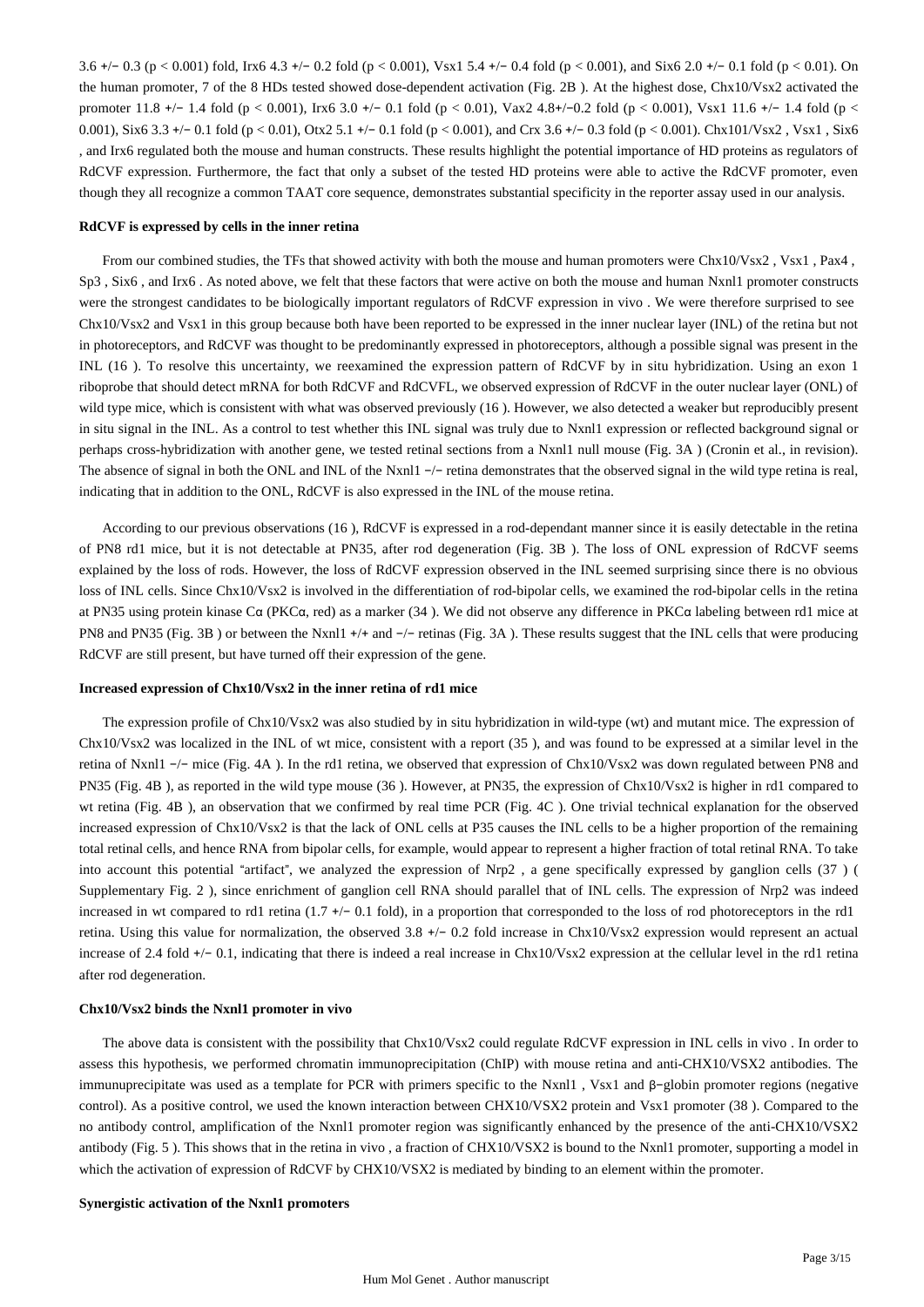3.6 +/− 0.3 ($p < 0.001$) fold, Irx6 4.3 +/− 0.2 fold ($p < 0.001$), Vsx1 5.4 +/− 0.4 fold ($p < 0.001$), and Six6 2.0 +/− 0.1 fold ($p < 0.01$). On the human promoter, 7 of the 8 HDs tested showed dose-dependent activation (Fig. 2B ). At the highest dose, Chx10/Vsx2 activated the promoter 11.8 +/− 1.4 fold ($p < 0.001$), Irx6 3.0 +/− 0.1 fold ($p < 0.01$), Vax2 4.8+/−0.2 fold ($p < 0.001$), Vsx1 11.6 +/− 1.4 fold ($p < 0.001$), Six6 3.3 +/− 0.1 fold ($p < 0.01$), Otx2 5.1 +/− 0.1 fold ($p < 0.001$), and Crx 3.6 +/− 0.3 fold ($p < 0.001$). Chx101/Vsx2 , Vsx1 , Six6 , and Irx6 regulated both the mouse and human constructs. These results highlight the potential importance of HD proteins as regulators of RdCVF expression. Furthermore, the fact that only a subset of the tested HD proteins were able to active the RdCVF promoter, even though they all recognize a common TAAT core sequence, demonstrates substantial specificity in the reporter assay used in our analysis.

#### RdCVF is expressed by cells in the inner retina

From our combined studies, the TFs that showed activity with both the mouse and human promoters were Chx10/Vsx2 , Vsx1 , Pax4 , Sp3 , Six6 , and Irx6 . As noted above, we felt that these factors that were active on both the mouse and human Nxnl1 promoter constructs were the strongest candidates to be biologically important regulators of RdCVF expression in vivo . We were therefore surprised to see Chx10/Vsx2 and Vsx1 in this group because both have been reported to be expressed in the inner nuclear layer (INL) of the retina but not in photoreceptors, and RdCVF was thought to be predominantly expressed in photoreceptors, although a possible signal was present in the INL (16 ). To resolve this uncertainty, we reexamined the expression pattern of RdCVF by in situ hybridization. Using an exon 1 riboprobe that should detect mRNA for both RdCVF and RdCVFL, we observed expression of RdCVF in the outer nuclear layer (ONL) of wild type mice, which is consistent with what was observed previously (16 ). However, we also detected a weaker but reproducibly present in situ signal in the INL. As a control to test whether this INL signal was truly due to Nxnl1 expression or reflected background signal or perhaps cross-hybridization with another gene, we tested retinal sections from a Nxnl1 null mouse (Fig. 3A ) (Cronin et al., in revision). The absence of signal in both the ONL and INL of the Nxnl1 −/− retina demonstrates that the observed signal in the wild type retina is real, indicating that in addition to the ONL, RdCVF is also expressed in the INL of the mouse retina.

According to our previous observations (16 ), RdCVF is expressed in a rod-dependant manner since it is easily detectable in the retina of PN8 rd1 mice, but it is not detectable at PN35, after rod degeneration (Fig. 3B ). The loss of ONL expression of RdCVF seems explained by the loss of rods. However, the loss of RdCVF expression observed in the INL seemed surprising since there is no obvious loss of INL cells. Since Chx10/Vsx2 is involved in the differentiation of rod-bipolar cells, we examined the rod-bipolar cells in the retina at PN35 using protein kinase Cα (PKCα, red) as a marker (34 ). We did not observe any difference in PKCα labeling between rd1 mice at PN8 and PN35 (Fig. 3B ) or between the Nxnl1 +/+ and −/− retinas (Fig. 3A ). These results suggest that the INL cells that were producing RdCVF are still present, but have turned off their expression of the gene.

#### Increased expression of Chx10/Vsx2 in the inner retina of rd1 mice

The expression profile of Chx10/Vsx2 was also studied by in situ hybridization in wild-type (wt) and mutant mice. The expression of Chx10/Vsx2 was localized in the INL of wt mice, consistent with a report (35 ), and was found to be expressed at a similar level in the retina of Nxnl1 −/− mice (Fig. 4A ). In the rd1 retina, we observed that expression of Chx10/Vsx2 was down regulated between PN8 and PN35 (Fig. 4B ), as reported in the wild type mouse (36 ). However, at PN35, the expression of Chx10/Vsx2 is higher in rd1 compared to wt retina (Fig. 4B ), an observation that we confirmed by real time PCR (Fig. 4C ). One trivial technical explanation for the observed increased expression of Chx10/Vsx2 is that the lack of ONL cells at P35 causes the INL cells to be a higher proportion of the remaining total retinal cells, and hence RNA from bipolar cells, for example, would appear to represent a higher fraction of total retinal RNA. To take into account this potential "artifact", we analyzed the expression of Nrp2 , a gene specifically expressed by ganglion cells (37 ) ( Supplementary Fig. 2 ), since enrichment of ganglion cell RNA should parallel that of INL cells. The expression of Nrp2 was indeed increased in wt compared to rd1 retina (1.7 +/− 0.1 fold), in a proportion that corresponded to the loss of rod photoreceptors in the rd1 retina. Using this value for normalization, the observed 3.8 +/− 0.2 fold increase in Chx10/Vsx2 expression would represent an actual increase of 2.4 fold +/− 0.1, indicating that there is indeed a real increase in Chx10/Vsx2 expression at the cellular level in the rd1 retina after rod degeneration.

#### Chx10/Vsx2 binds the Nxnl1 promoter in vivo

The above data is consistent with the possibility that Chx10/Vsx2 could regulate RdCVF expression in INL cells in vivo . In order to assess this hypothesis, we performed chromatin immunoprecipitation (ChIP) with mouse retina and anti-CHX10/VSX2 antibodies. The immunuprecipitate was used as a template for PCR with primers specific to the Nxnl1 , Vsx1 and β−globin promoter regions (negative control). As a positive control, we used the known interaction between CHX10/VSX2 protein and Vsx1 promoter (38 ). Compared to the no antibody control, amplification of the Nxnl1 promoter region was significantly enhanced by the presence of the anti-CHX10/VSX2 antibody (Fig. 5 ). This shows that in the retina in vivo , a fraction of CHX10/VSX2 is bound to the Nxnl1 promoter, supporting a model in which the activation of expression of RdCVF by CHX10/VSX2 is mediated by binding to an element within the promoter.

#### Synergistic activation of the Nxnl1 promoters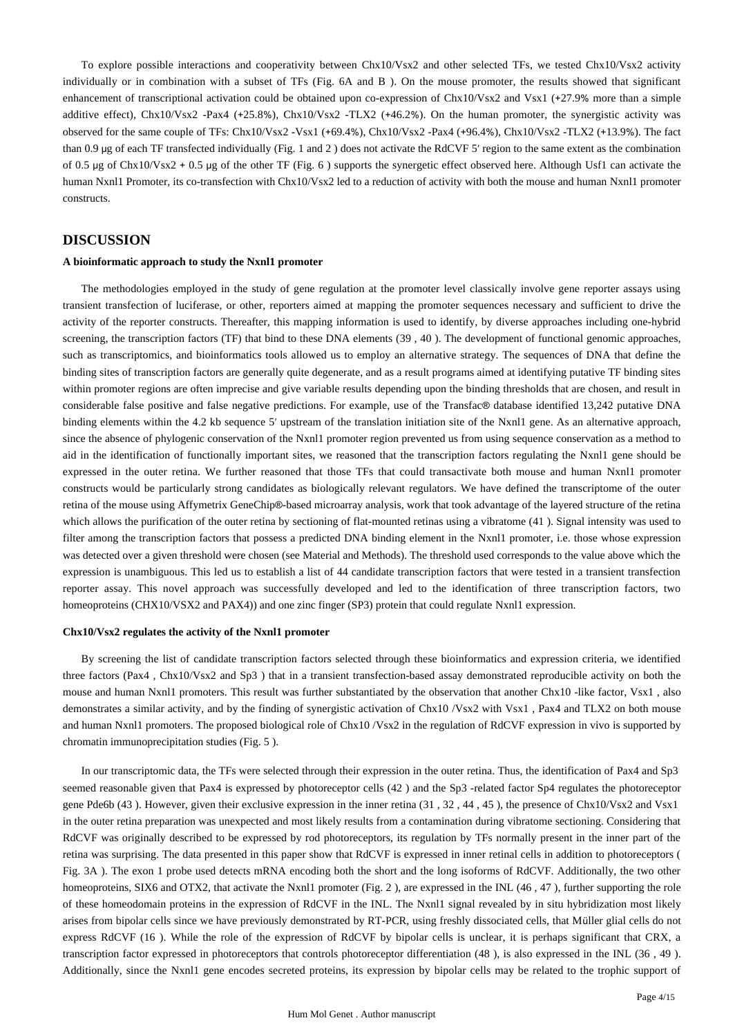To explore possible interactions and cooperativity between Chx10/Vsx2 and other selected TFs, we tested Chx10/Vsx2 activity individually or in combination with a subset of TFs (Fig. 6A and B ). On the mouse promoter, the results showed that significant enhancement of transcriptional activation could be obtained upon co-expression of Chx10/Vsx2 and Vsx1 (+27.9% more than a simple additive effect), Chx10/Vsx2 -Pax4 (+25.8%), Chx10/Vsx2 -TLX2 (+46.2%). On the human promoter, the synergistic activity was observed for the same couple of TFs: Chx10/Vsx2 -Vsx1 (+69.4%), Chx10/Vsx2 -Pax4 (+96.4%), Chx10/Vsx2 -TLX2 (+13.9%). The fact than 0.9 μg of each TF transfected individually (Fig. 1 and 2 ) does not activate the RdCVF 5′ region to the same extent as the combination of 0.5 μg of Chx10/Vsx2 + 0.5 μg of the other TF (Fig. 6 ) supports the synergetic effect observed here. Although Usf1 can activate the human Nxnl1 Promoter, its co-transfection with Chx10/Vsx2 led to a reduction of activity with both the mouse and human Nxnl1 promoter constructs.

## DISCUSSION

### A bioinformatic approach to study the Nxnl1 promoter

The methodologies employed in the study of gene regulation at the promoter level classically involve gene reporter assays using transient transfection of luciferase, or other, reporters aimed at mapping the promoter sequences necessary and sufficient to drive the activity of the reporter constructs. Thereafter, this mapping information is used to identify, by diverse approaches including one-hybrid screening, the transcription factors (TF) that bind to these DNA elements (39 , 40 ). The development of functional genomic approaches, such as transcriptomics, and bioinformatics tools allowed us to employ an alternative strategy. The sequences of DNA that define the binding sites of transcription factors are generally quite degenerate, and as a result programs aimed at identifying putative TF binding sites within promoter regions are often imprecise and give variable results depending upon the binding thresholds that are chosen, and result in considerable false positive and false negative predictions. For example, use of the Transfac® database identified 13,242 putative DNA binding elements within the 4.2 kb sequence 5′ upstream of the translation initiation site of the Nxnl1 gene. As an alternative approach, since the absence of phylogenic conservation of the Nxnl1 promoter region prevented us from using sequence conservation as a method to aid in the identification of functionally important sites, we reasoned that the transcription factors regulating the Nxnl1 gene should be expressed in the outer retina. We further reasoned that those TFs that could transactivate both mouse and human Nxnl1 promoter constructs would be particularly strong candidates as biologically relevant regulators. We have defined the transcriptome of the outer retina of the mouse using Affymetrix GeneChip®-based microarray analysis, work that took advantage of the layered structure of the retina which allows the purification of the outer retina by sectioning of flat-mounted retinas using a vibratome (41 ). Signal intensity was used to filter among the transcription factors that possess a predicted DNA binding element in the Nxnl1 promoter, i.e. those whose expression was detected over a given threshold were chosen (see Material and Methods). The threshold used corresponds to the value above which the expression is unambiguous. This led us to establish a list of 44 candidate transcription factors that were tested in a transient transfection reporter assay. This novel approach was successfully developed and led to the identification of three transcription factors, two homeoproteins (CHX10/VSX2 and PAX4)) and one zinc finger (SP3) protein that could regulate Nxnl1 expression.

### Chx10/Vsx2 regulates the activity of the Nxnl1 promoter

By screening the list of candidate transcription factors selected through these bioinformatics and expression criteria, we identified three factors (Pax4 , Chx10/Vsx2 and Sp3 ) that in a transient transfection-based assay demonstrated reproducible activity on both the mouse and human Nxnl1 promoters. This result was further substantiated by the observation that another Chx10 -like factor, Vsx1 , also demonstrates a similar activity, and by the finding of synergistic activation of Chx10 /Vsx2 with Vsx1 , Pax4 and TLX2 on both mouse and human Nxnl1 promoters. The proposed biological role of Chx10 /Vsx2 in the regulation of RdCVF expression in vivo is supported by chromatin immunoprecipitation studies (Fig. 5 ).

In our transcriptomic data, the TFs were selected through their expression in the outer retina. Thus, the identification of Pax4 and Sp3 seemed reasonable given that Pax4 is expressed by photoreceptor cells (42 ) and the Sp3 -related factor Sp4 regulates the photoreceptor gene Pde6b (43 ). However, given their exclusive expression in the inner retina (31 , 32 , 44 , 45 ), the presence of Chx10/Vsx2 and Vsx1 in the outer retina preparation was unexpected and most likely results from a contamination during vibratome sectioning. Considering that RdCVF was originally described to be expressed by rod photoreceptors, its regulation by TFs normally present in the inner part of the retina was surprising. The data presented in this paper show that RdCVF is expressed in inner retinal cells in addition to photoreceptors ( Fig. 3A ). The exon 1 probe used detects mRNA encoding both the short and the long isoforms of RdCVF. Additionally, the two other homeoproteins, SIX6 and OTX2, that activate the Nxnl1 promoter (Fig. 2 ), are expressed in the INL (46 , 47 ), further supporting the role of these homeodomain proteins in the expression of RdCVF in the INL. The Nxnl1 signal revealed by in situ hybridization most likely arises from bipolar cells since we have previously demonstrated by RT-PCR, using freshly dissociated cells, that Müller glial cells do not express RdCVF (16 ). While the role of the expression of RdCVF by bipolar cells is unclear, it is perhaps significant that CRX, a transcription factor expressed in photoreceptors that controls photoreceptor differentiation (48 ), is also expressed in the INL (36 , 49 ). Additionally, since the Nxnl1 gene encodes secreted proteins, its expression by bipolar cells may be related to the trophic support of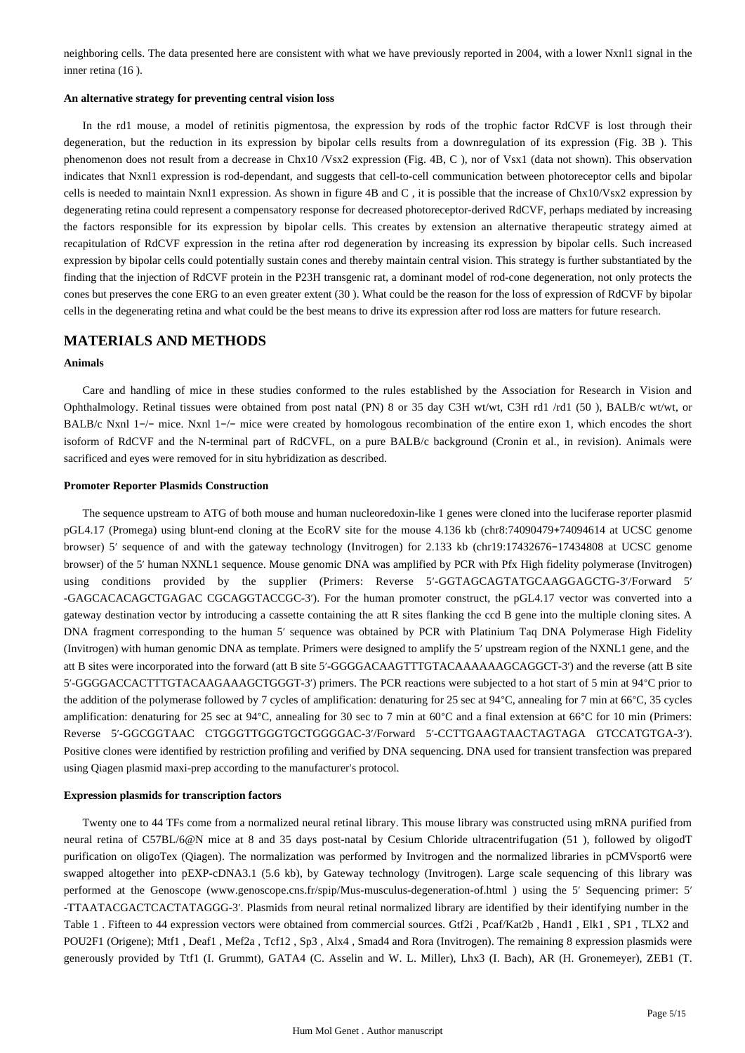neighboring cells. The data presented here are consistent with what we have previously reported in 2004, with a lower Nxnl1 signal in the inner retina (16 ).

#### An alternative strategy for preventing central vision loss

In the rd1 mouse, a model of retinitis pigmentosa, the expression by rods of the trophic factor RdCVF is lost through their degeneration, but the reduction in its expression by bipolar cells results from a downregulation of its expression (Fig. 3B ). This phenomenon does not result from a decrease in Chx10 /Vsx2 expression (Fig. 4B, C ), nor of Vsx1 (data not shown). This observation indicates that Nxnl1 expression is rod-dependant, and suggests that cell-to-cell communication between photoreceptor cells and bipolar cells is needed to maintain Nxnl1 expression. As shown in figure 4B and C , it is possible that the increase of Chx10/Vsx2 expression by degenerating retina could represent a compensatory response for decreased photoreceptor-derived RdCVF, perhaps mediated by increasing the factors responsible for its expression by bipolar cells. This creates by extension an alternative therapeutic strategy aimed at recapitulation of RdCVF expression in the retina after rod degeneration by increasing its expression by bipolar cells. Such increased expression by bipolar cells could potentially sustain cones and thereby maintain central vision. This strategy is further substantiated by the finding that the injection of RdCVF protein in the P23H transgenic rat, a dominant model of rod-cone degeneration, not only protects the cones but preserves the cone ERG to an even greater extent (30 ). What could be the reason for the loss of expression of RdCVF by bipolar cells in the degenerating retina and what could be the best means to drive its expression after rod loss are matters for future research.

## MATERIALS AND METHODS

#### Animals

Care and handling of mice in these studies conformed to the rules established by the Association for Research in Vision and Ophthalmology. Retinal tissues were obtained from post natal (PN) 8 or 35 day C3H wt/wt, C3H rd1 /rd1 (50 ), BALB/c wt/wt, or BALB/c Nxnl 1−/− mice. Nxnl 1−/− mice were created by homologous recombination of the entire exon 1, which encodes the short isoform of RdCVF and the N-terminal part of RdCVFL, on a pure BALB/c background (Cronin et al., in revision). Animals were sacrificed and eyes were removed for in situ hybridization as described.

#### Promoter Reporter Plasmids Construction

The sequence upstream to ATG of both mouse and human nucleoredoxin-like 1 genes were cloned into the luciferase reporter plasmid pGL4.17 (Promega) using blunt-end cloning at the EcoRV site for the mouse 4.136 kb (chr8:74090479+74094614 at UCSC genome browser) 5′ sequence of and with the gateway technology (Invitrogen) for 2.133 kb (chr19:17432676−17434808 at UCSC genome browser) of the 5′ human NXNL1 sequence. Mouse genomic DNA was amplified by PCR with Pfx High fidelity polymerase (Invitrogen) using conditions provided by the supplier (Primers: Reverse 5′-GGTAGCAGTATGCAAGGAGCTG-3′/Forward 5′ -GAGCACACAGCTGAGAC CGCAGGTACCGC-3′). For the human promoter construct, the pGL4.17 vector was converted into a gateway destination vector by introducing a cassette containing the att R sites flanking the ccd B gene into the multiple cloning sites. A DNA fragment corresponding to the human 5′ sequence was obtained by PCR with Platinium Taq DNA Polymerase High Fidelity (Invitrogen) with human genomic DNA as template. Primers were designed to amplify the 5′ upstream region of the NXNL1 gene, and the att B sites were incorporated into the forward (att B site 5′-GGGGACAAGTTTGTACAAAAAAGCAGGCT-3′) and the reverse (att B site 5′-GGGGACCACTTTGTACAAGAAAGCTGGGT-3′) primers. The PCR reactions were subjected to a hot start of 5 min at 94°C prior to the addition of the polymerase followed by 7 cycles of amplification: denaturing for 25 sec at 94°C, annealing for 7 min at 66°C, 35 cycles amplification: denaturing for 25 sec at 94°C, annealing for 30 sec to 7 min at 60°C and a final extension at 66°C for 10 min (Primers: Reverse 5′-GGCGGTAAC CTGGGTTGGGTGCTGGGGAC-3′/Forward 5′-CCTTGAAGTAACTAGTAGA GTCCATGTGA-3′). Positive clones were identified by restriction profiling and verified by DNA sequencing. DNA used for transient transfection was prepared using Qiagen plasmid maxi-prep according to the manufacturer's protocol.

#### Expression plasmids for transcription factors

Twenty one to 44 TFs come from a normalized neural retinal library. This mouse library was constructed using mRNA purified from neural retina of C57BL/6@N mice at 8 and 35 days post-natal by Cesium Chloride ultracentrifugation (51 ), followed by oligodT purification on oligoTex (Qiagen). The normalization was performed by Invitrogen and the normalized libraries in pCMVsport6 were swapped altogether into pEXP-cDNA3.1 (5.6 kb), by Gateway technology (Invitrogen). Large scale sequencing of this library was performed at the Genoscope (www.genoscope.cns.fr/spip/Mus-musculus-degeneration-of.html ) using the 5′ Sequencing primer: 5′ -TTAATACGACTCACTATAGGG-3′. Plasmids from neural retinal normalized library are identified by their identifying number in the Table 1 . Fifteen to 44 expression vectors were obtained from commercial sources. Gtf2i , Pcaf/Kat2b , Hand1 , Elk1 , SP1 , TLX2 and POU2F1 (Origene); Mtf1 , Deaf1 , Mef2a , Tcf12 , Sp3 , Alx4 , Smad4 and Rora (Invitrogen). The remaining 8 expression plasmids were generously provided by Ttf1 (I. Grummt), GATA4 (C. Asselin and W. L. Miller), Lhx3 (I. Bach), AR (H. Gronemeyer), ZEB1 (T.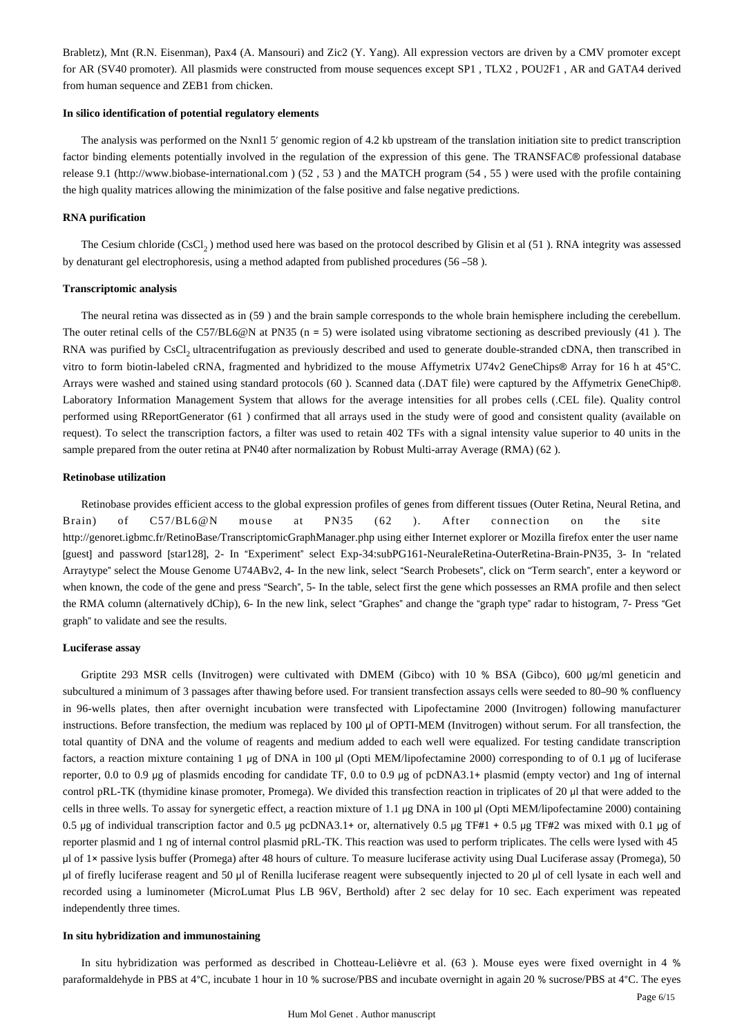Brabletz), Mnt (R.N. Eisenman), Pax4 (A. Mansouri) and Zic2 (Y. Yang). All expression vectors are driven by a CMV promoter except for AR (SV40 promoter). All plasmids were constructed from mouse sequences except SP1 , TLX2 , POU2F1 , AR and GATA4 derived from human sequence and ZEB1 from chicken.

#### In silico identification of potential regulatory elements

The analysis was performed on the Nxnl1 5′ genomic region of 4.2 kb upstream of the translation initiation site to predict transcription factor binding elements potentially involved in the regulation of the expression of this gene. The TRANSFAC® professional database release 9.1 (http://www.biobase-international.com ) (52 , 53 ) and the MATCH program (54 , 55 ) were used with the profile containing the high quality matrices allowing the minimization of the false positive and false negative predictions.

#### RNA purification

The Cesium chloride ($CsCl_2$ ) method used here was based on the protocol described by Glisin et al (51 ). RNA integrity was assessed by denaturant gel electrophoresis, using a method adapted from published procedures (56 –58 ).

#### Transcriptomic analysis

The neural retina was dissected as in (59 ) and the brain sample corresponds to the whole brain hemisphere including the cerebellum. The outer retinal cells of the C57/BL6@N at PN35 (n = 5) were isolated using vibratome sectioning as described previously (41 ). The RNA was purified by $CsCl_2$ ultracentrifugation as previously described and used to generate double-stranded cDNA, then transcribed in vitro to form biotin-labeled cRNA, fragmented and hybridized to the mouse Affymetrix U74v2 GeneChips® Array for 16 h at 45°C. Arrays were washed and stained using standard protocols (60 ). Scanned data (.DAT file) were captured by the Affymetrix GeneChip®. Laboratory Information Management System that allows for the average intensities for all probes cells (.CEL file). Quality control performed using RReportGenerator (61 ) confirmed that all arrays used in the study were of good and consistent quality (available on request). To select the transcription factors, a filter was used to retain 402 TFs with a signal intensity value superior to 40 units in the sample prepared from the outer retina at PN40 after normalization by Robust Multi-array Average (RMA) (62 ).

#### Retinobase utilization

Retinobase provides efficient access to the global expression profiles of genes from different tissues (Outer Retina, Neural Retina, and Brain) of C57/BL6@N mouse at PN35 (62 ). After connection on the site http://genoret.igbmc.fr/RetinoBase/TranscriptomicGraphManager.php using either Internet explorer or Mozilla firefox enter the user name [guest] and password [star128], 2- In "Experiment" select Exp-34:subPG161-NeuraleRetina-OuterRetina-Brain-PN35, 3- In "related Arraytype" select the Mouse Genome U74ABv2, 4- In the new link, select "Search Probesets", click on "Term search", enter a keyword or when known, the code of the gene and press "Search", 5- In the table, select first the gene which possesses an RMA profile and then select the RMA column (alternatively dChip), 6- In the new link, select "Graphes" and change the "graph type" radar to histogram, 7- Press "Get graph" to validate and see the results.

#### Luciferase assay

Griptite 293 MSR cells (Invitrogen) were cultivated with DMEM (Gibco) with 10 % BSA (Gibco), 600 μg/ml geneticin and subcultured a minimum of 3 passages after thawing before used. For transient transfection assays cells were seeded to 80–90 % confluency in 96-wells plates, then after overnight incubation were transfected with Lipofectamine 2000 (Invitrogen) following manufacturer instructions. Before transfection, the medium was replaced by 100 μl of OPTI-MEM (Invitrogen) without serum. For all transfection, the total quantity of DNA and the volume of reagents and medium added to each well were equalized. For testing candidate transcription factors, a reaction mixture containing 1 μg of DNA in 100 μl (Opti MEM/lipofectamine 2000) corresponding to of 0.1 μg of luciferase reporter, 0.0 to 0.9 μg of plasmids encoding for candidate TF, 0.0 to 0.9 μg of pcDNA3.1+ plasmid (empty vector) and 1ng of internal control pRL-TK (thymidine kinase promoter, Promega). We divided this transfection reaction in triplicates of 20 μl that were added to the cells in three wells. To assay for synergetic effect, a reaction mixture of 1.1 μg DNA in 100 μl (Opti MEM/lipofectamine 2000) containing 0.5 μg of individual transcription factor and 0.5 μg pcDNA3.1+ or, alternatively 0.5 μg TF#1 + 0.5 μg TF#2 was mixed with 0.1 μg of reporter plasmid and 1 ng of internal control plasmid pRL-TK. This reaction was used to perform triplicates. The cells were lysed with 45 μl of 1× passive lysis buffer (Promega) after 48 hours of culture. To measure luciferase activity using Dual Luciferase assay (Promega), 50 μl of firefly luciferase reagent and 50 μl of Renilla luciferase reagent were subsequently injected to 20 μl of cell lysate in each well and recorded using a luminometer (MicroLumat Plus LB 96V, Berthold) after 2 sec delay for 10 sec. Each experiment was repeated independently three times.

#### In situ hybridization and immunostaining

In situ hybridization was performed as described in Chotteau-Lelièvre et al. (63 ). Mouse eyes were fixed overnight in 4 % paraformaldehyde in PBS at 4°C, incubate 1 hour in 10 % sucrose/PBS and incubate overnight in again 20 % sucrose/PBS at 4°C. The eyes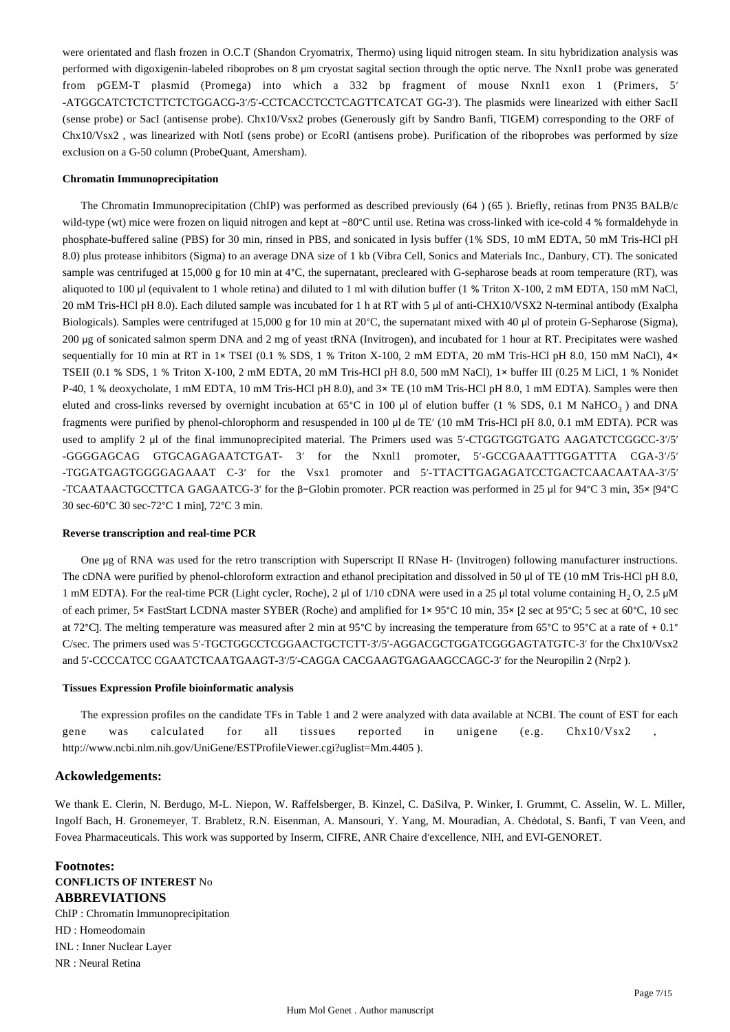were orientated and flash frozen in O.C.T (Shandon Cryomatrix, Thermo) using liquid nitrogen steam. In situ hybridization analysis was performed with digoxigenin-labeled riboprobes on 8 μm cryostat sagital section through the optic nerve. The Nxnl1 probe was generated from pGEM-T plasmid (Promega) into which a 332 bp fragment of mouse Nxnl1 exon 1 (Primers, 5′ -ATGGCATCTCTCTTCTCTGGACG-3′/5′-CCTCACCTCCTCAGTTCATCAT GG-3′). The plasmids were linearized with either SacII (sense probe) or SacI (antisense probe). Chx10/Vsx2 probes (Generously gift by Sandro Banfi, TIGEM) corresponding to the ORF of Chx10/Vsx2 , was linearized with NotI (sens probe) or EcoRI (antisens probe). Purification of the riboprobes was performed by size exclusion on a G-50 column (ProbeQuant, Amersham).

#### Chromatin Immunoprecipitation

The Chromatin Immunoprecipitation (ChIP) was performed as described previously (64 ) (65 ). Briefly, retinas from PN35 BALB/c wild-type (wt) mice were frozen on liquid nitrogen and kept at −80°C until use. Retina was cross-linked with ice-cold 4 % formaldehyde in phosphate-buffered saline (PBS) for 30 min, rinsed in PBS, and sonicated in lysis buffer (1% SDS, 10 mM EDTA, 50 mM Tris-HCl pH 8.0) plus protease inhibitors (Sigma) to an average DNA size of 1 kb (Vibra Cell, Sonics and Materials Inc., Danbury, CT). The sonicated sample was centrifuged at 15,000 g for 10 min at 4°C, the supernatant, precleared with G-sepharose beads at room temperature (RT), was aliquoted to 100 μl (equivalent to 1 whole retina) and diluted to 1 ml with dilution buffer (1 % Triton X-100, 2 mM EDTA, 150 mM NaCl, 20 mM Tris-HCl pH 8.0). Each diluted sample was incubated for 1 h at RT with 5 μl of anti-CHX10/VSX2 N-terminal antibody (Exalpha Biologicals). Samples were centrifuged at 15,000 g for 10 min at 20°C, the supernatant mixed with 40 μl of protein G-Sepharose (Sigma), 200 μg of sonicated salmon sperm DNA and 2 mg of yeast tRNA (Invitrogen), and incubated for 1 hour at RT. Precipitates were washed sequentially for 10 min at RT in 1× TSEI (0.1 % SDS, 1 % Triton X-100, 2 mM EDTA, 20 mM Tris-HCl pH 8.0, 150 mM NaCl), 4× TSEII (0.1 % SDS, 1 % Triton X-100, 2 mM EDTA, 20 mM Tris-HCl pH 8.0, 500 mM NaCl), 1× buffer III (0.25 M LiCl, 1 % Nonidet P-40, 1 % deoxycholate, 1 mM EDTA, 10 mM Tris-HCl pH 8.0), and 3× TE (10 mM Tris-HCl pH 8.0, 1 mM EDTA). Samples were then eluted and cross-links reversed by overnight incubation at 65°C in 100 μl of elution buffer (1 % SDS, 0.1 M $NaHCO_3$ ) and DNA fragments were purified by phenol-chlorophorm and resuspended in 100 μl de TE′ (10 mM Tris-HCl pH 8.0, 0.1 mM EDTA). PCR was used to amplify 2 μl of the final immunoprecipited material. The Primers used was 5′-CTGGTGGTGATG AAGATCTCGGCC-3′/5′ -GGGGAGCAG GTGCAGAGAATCTGAT- 3′ for the Nxnl1 promoter, 5′-GCCGAAATTTGGATTTA CGA-3′/5′ -TGGATGAGTGGGGAGAAAT C-3′ for the Vsx1 promoter and 5′-TTACTTGAGAGATCCTGACTCAACAATAA-3′/5′ -TCAATAACTGCCTTCA GAGAATCG-3′ for the β−Globin promoter. PCR reaction was performed in 25 μl for 94°C 3 min, 35× [94°C 30 sec-60°C 30 sec-72°C 1 min], 72°C 3 min.

#### Reverse transcription and real-time PCR

One μg of RNA was used for the retro transcription with Superscript II RNase H- (Invitrogen) following manufacturer instructions. The cDNA were purified by phenol-chloroform extraction and ethanol precipitation and dissolved in 50 μl of TE (10 mM Tris-HCl pH 8.0, 1 mM EDTA). For the real-time PCR (Light cycler, Roche), 2 μl of 1/10 cDNA were used in a 25 μl total volume containing $H_2O$, 2.5 μM of each primer, 5× FastStart LCDNA master SYBER (Roche) and amplified for 1× 95°C 10 min, 35× [2 sec at 95°C; 5 sec at 60°C, 10 sec at 72°C]. The melting temperature was measured after 2 min at 95°C by increasing the temperature from 65°C to 95°C at a rate of + 0.1° C/sec. The primers used was 5′-TGCTGGCCTCGGAACTGCTCTT-3′/5′-AGGACGCTGGATCGGGAGTATGTC-3′ for the Chx10/Vsx2 and 5′-CCCCATCC CGAATCTCAATGAAGT-3′/5′-CAGGA CACGAAGTGAGAAGCCAGC-3′ for the Neuropilin 2 (Nrp2 ).

#### Tissues Expression Profile bioinformatic analysis

The expression profiles on the candidate TFs in Table 1 and 2 were analyzed with data available at NCBI. The count of EST for each gene was calculated for all tissues reported in unigene (e.g. Chx10/Vsx2 , http://www.ncbi.nlm.nih.gov/UniGene/ESTProfileViewer.cgi?uglist=Mm.4405 ).

### Ackowledgements:

We thank E. Clerin, N. Berdugo, M-L. Niepon, W. Raffelsberger, B. Kinzel, C. DaSilva, P. Winker, I. Grummt, C. Asselin, W. L. Miller, Ingolf Bach, H. Gronemeyer, T. Brabletz, R.N. Eisenman, A. Mansouri, Y. Yang, M. Mouradian, A. Chédotal, S. Banfi, T van Veen, and Fovea Pharmaceuticals. This work was supported by Inserm, CIFRE, ANR Chaire d'excellence, NIH, and EVI-GENORET.

### Footnotes:

**CONFLICTS OF INTEREST** No

### ABBREVIATIONS

ChIP : Chromatin Immunoprecipitation
HD : Homeodomain
INL : Inner Nuclear Layer
NR : Neural Retina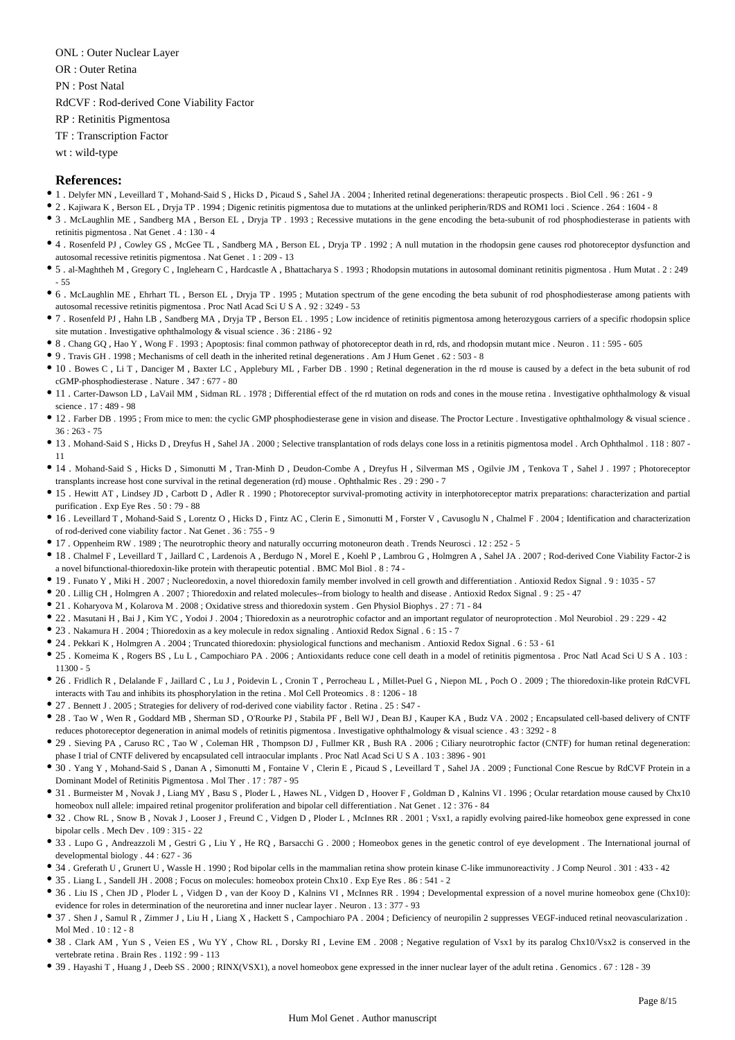ONL : Outer Nuclear Layer

OR : Outer Retina

PN : Post Natal

RdCVF : Rod-derived Cone Viability Factor

RP : Retinitis Pigmentosa

TF : Transcription Factor

wt : wild-type

## References:

- 1 . Delyfer MN , Leveillard T , Mohand-Said S , Hicks D , Picaud S , Sahel JA . 2004 ; Inherited retinal degenerations: therapeutic prospects . Biol Cell . 96 : 261 - 9
- 2 . Kajiwara K , Berson EL , Dryja TP . 1994 ; Digenic retinitis pigmentosa due to mutations at the unlinked peripherin/RDS and ROM1 loci . Science . 264 : 1604 - 8
- 3 . McLaughlin ME , Sandberg MA , Berson EL , Dryja TP . 1993 ; Recessive mutations in the gene encoding the beta-subunit of rod phosphodiesterase in patients with retinitis pigmentosa . Nat Genet . 4 : 130 - 4
- 4 . Rosenfeld PJ , Cowley GS , McGee TL , Sandberg MA , Berson EL , Dryja TP . 1992 ; A null mutation in the rhodopsin gene causes rod photoreceptor dysfunction and autosomal recessive retinitis pigmentosa . Nat Genet . 1 : 209 - 13
- 5 . al-Maghtheh M , Gregory C , Inglehearn C , Hardcastle A , Bhattacharya S . 1993 ; Rhodopsin mutations in autosomal dominant retinitis pigmentosa . Hum Mutat . 2 : 249 - 55
- 6 . McLaughlin ME , Ehrhart TL , Berson EL , Dryja TP . 1995 ; Mutation spectrum of the gene encoding the beta subunit of rod phosphodiesterase among patients with autosomal recessive retinitis pigmentosa . Proc Natl Acad Sci U S A . 92 : 3249 - 53
- 7 . Rosenfeld PJ , Hahn LB , Sandberg MA , Dryja TP , Berson EL . 1995 ; Low incidence of retinitis pigmentosa among heterozygous carriers of a specific rhodopsin splice site mutation . Investigative ophthalmology & visual science . 36 : 2186 - 92
- 8 . Chang GQ , Hao Y , Wong F . 1993 ; Apoptosis: final common pathway of photoreceptor death in rd, rds, and rhodopsin mutant mice . Neuron . 11 : 595 - 605
- 9 . Travis GH . 1998 ; Mechanisms of cell death in the inherited retinal degenerations . Am J Hum Genet . 62 : 503 - 8
- 10 . Bowes C , Li T , Danciger M , Baxter LC , Applebury ML , Farber DB . 1990 ; Retinal degeneration in the rd mouse is caused by a defect in the beta subunit of rod cGMP-phosphodiesterase . Nature . 347 : 677 - 80
- 11 . Carter-Dawson LD , LaVail MM , Sidman RL . 1978 ; Differential effect of the rd mutation on rods and cones in the mouse retina . Investigative ophthalmology & visual science . 17 : 489 - 98
- 12 . Farber DB . 1995 ; From mice to men: the cyclic GMP phosphodiesterase gene in vision and disease. The Proctor Lecture . Investigative ophthalmology & visual science . 36 : 263 - 75
- 13 . Mohand-Said S , Hicks D , Dreyfus H , Sahel JA . 2000 ; Selective transplantation of rods delays cone loss in a retinitis pigmentosa model . Arch Ophthalmol . 118 : 807 - 11
- 14 . Mohand-Said S , Hicks D , Simonutti M , Tran-Minh D , Deudon-Combe A , Dreyfus H , Silverman MS , Ogilvie JM , Tenkova T , Sahel J . 1997 ; Photoreceptor transplants increase host cone survival in the retinal degeneration (rd) mouse . Ophthalmic Res . 29 : 290 - 7
- 15 . Hewitt AT , Lindsey JD , Carbott D , Adler R . 1990 ; Photoreceptor survival-promoting activity in interphotoreceptor matrix preparations: characterization and partial purification . Exp Eye Res . 50 : 79 - 88
- 16 . Leveillard T , Mohand-Said S , Lorentz O , Hicks D , Fintz AC , Clerin E , Simonutti M , Forster V , Cavusoglu N , Chalmel F . 2004 ; Identification and characterization of rod-derived cone viability factor . Nat Genet . 36 : 755 - 9
- 17 . Oppenheim RW . 1989 ; The neurotrophic theory and naturally occurring motoneuron death . Trends Neurosci . 12 : 252 - 5
- 18 . Chalmel F , Leveillard T , Jaillard C , Lardenois A , Berdugo N , Morel E , Koehl P , Lambrou G , Holmgren A , Sahel JA . 2007 ; Rod-derived Cone Viability Factor-2 is a novel bifunctional-thioredoxin-like protein with therapeutic potential . BMC Mol Biol . 8 : 74 -
- 19 . Funato Y , Miki H . 2007 ; Nucleoredoxin, a novel thioredoxin family member involved in cell growth and differentiation . Antioxid Redox Signal . 9 : 1035 - 57
- 20 . Lillig CH , Holmgren A . 2007 ; Thioredoxin and related molecules--from biology to health and disease . Antioxid Redox Signal . 9 : 25 - 47
- 21 . Koharyova M , Kolarova M . 2008 ; Oxidative stress and thioredoxin system . Gen Physiol Biophys . 27 : 71 - 84
- 22 . Masutani H , Bai J , Kim YC , Yodoi J . 2004 ; Thioredoxin as a neurotrophic cofactor and an important regulator of neuroprotection . Mol Neurobiol . 29 : 229 - 42
- 23 . Nakamura H . 2004 ; Thioredoxin as a key molecule in redox signaling . Antioxid Redox Signal . 6 : 15 - 7
- 24 . Pekkari K , Holmgren A . 2004 ; Truncated thioredoxin: physiological functions and mechanism . Antioxid Redox Signal . 6 : 53 - 61
- 25 . Komeima K , Rogers BS , Lu L , Campochiaro PA . 2006 ; Antioxidants reduce cone cell death in a model of retinitis pigmentosa . Proc Natl Acad Sci U S A . 103 : 11300 - 5
- 26 . Fridlich R , Delalande F , Jaillard C , Lu J , Poidevin L , Cronin T , Perrocheau L , Millet-Puel G , Niepon ML , Poch O . 2009 ; The thioredoxin-like protein RdCVFL interacts with Tau and inhibits its phosphorylation in the retina . Mol Cell Proteomics . 8 : 1206 - 18
- 27 . Bennett J . 2005 ; Strategies for delivery of rod-derived cone viability factor . Retina . 25 : S47 -
- 28 . Tao W , Wen R , Goddard MB , Sherman SD , O'Rourke PJ , Stabila PF , Bell WJ , Dean BJ , Kauper KA , Budz VA . 2002 ; Encapsulated cell-based delivery of CNTF reduces photoreceptor degeneration in animal models of retinitis pigmentosa . Investigative ophthalmology & visual science . 43 : 3292 - 8
- 29 . Sieving PA , Caruso RC , Tao W , Coleman HR , Thompson DJ , Fullmer KR , Bush RA . 2006 ; Ciliary neurotrophic factor (CNTF) for human retinal degeneration: phase I trial of CNTF delivered by encapsulated cell intraocular implants . Proc Natl Acad Sci U S A . 103 : 3896 - 901
- 30 . Yang Y , Mohand-Said S , Danan A , Simonutti M , Fontaine V , Clerin E , Picaud S , Leveillard T , Sahel JA . 2009 ; Functional Cone Rescue by RdCVF Protein in a Dominant Model of Retinitis Pigmentosa . Mol Ther . 17 : 787 - 95
- 31 . Burmeister M , Novak J , Liang MY , Basu S , Ploder L , Hawes NL , Vidgen D , Hoover F , Goldman D , Kalnins VI . 1996 ; Ocular retardation mouse caused by Chx10 homeobox null allele: impaired retinal progenitor proliferation and bipolar cell differentiation . Nat Genet . 12 : 376 - 84
- 32 . Chow RL , Snow B , Novak J , Looser J , Freund C , Vidgen D , Ploder L , McInnes RR . 2001 ; Vsx1, a rapidly evolving paired-like homeobox gene expressed in cone bipolar cells . Mech Dev . 109 : 315 - 22
- 33 . Lupo G , Andreazzoli M , Gestri G , Liu Y , He RQ , Barsacchi G . 2000 ; Homeobox genes in the genetic control of eye development . The International journal of developmental biology . 44 : 627 - 36
- 34 . Greferath U , Grunert U , Wassle H . 1990 ; Rod bipolar cells in the mammalian retina show protein kinase C-like immunoreactivity . J Comp Neurol . 301 : 433 - 42
- 35 . Liang L , Sandell JH . 2008 ; Focus on molecules: homeobox protein Chx10 . Exp Eye Res . 86 : 541 - 2
- 36 . Liu IS , Chen JD , Ploder L , Vidgen D , van der Kooy D , Kalnins VI , McInnes RR . 1994 ; Developmental expression of a novel murine homeobox gene (Chx10): evidence for roles in determination of the neuroretina and inner nuclear layer . Neuron . 13 : 377 - 93
- 37 . Shen J , Samul R , Zimmer J , Liu H , Liang X , Hackett S , Campochiaro PA . 2004 ; Deficiency of neuropilin 2 suppresses VEGF-induced retinal neovascularization . Mol Med . 10 : 12 - 8
- 38 . Clark AM , Yun S , Veien ES , Wu YY , Chow RL , Dorsky RI , Levine EM . 2008 ; Negative regulation of Vsx1 by its paralog Chx10/Vsx2 is conserved in the vertebrate retina . Brain Res . 1192 : 99 - 113
- 39 . Hayashi T , Huang J , Deeb SS . 2000 ; RINX(VSX1), a novel homeobox gene expressed in the inner nuclear layer of the adult retina . Genomics . 67 : 128 - 39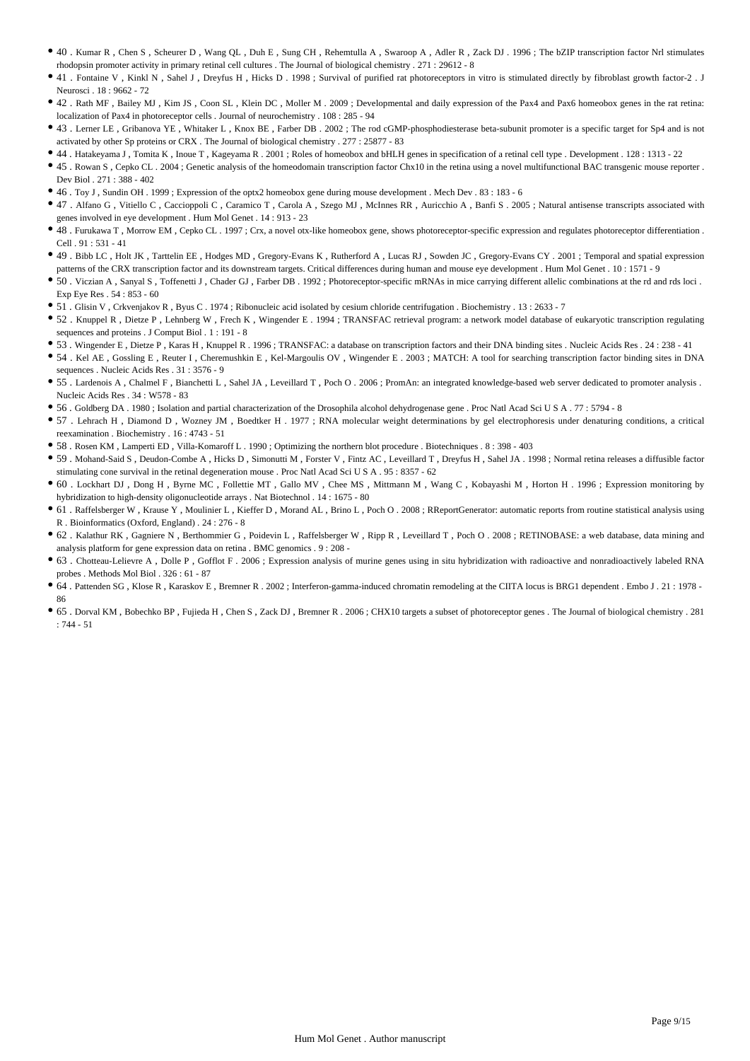- 40 . Kumar R , Chen S , Scheurer D , Wang QL , Duh E , Sung CH , Rehemtulla A , Swaroop A , Adler R , Zack DJ . 1996 ; The bZIP transcription factor Nrl stimulates rhodopsin promoter activity in primary retinal cell cultures . The Journal of biological chemistry . 271 : 29612 - 8
- 41 . Fontaine V , Kinkl N , Sahel J , Dreyfus H , Hicks D . 1998 ; Survival of purified rat photoreceptors in vitro is stimulated directly by fibroblast growth factor-2 . J Neurosci . 18 : 9662 - 72
- 42 . Rath MF , Bailey MJ , Kim JS , Coon SL , Klein DC , Moller M . 2009 ; Developmental and daily expression of the Pax4 and Pax6 homeobox genes in the rat retina: localization of Pax4 in photoreceptor cells . Journal of neurochemistry . 108 : 285 - 94
- 43 . Lerner LE , Gribanova YE , Whitaker L , Knox BE , Farber DB . 2002 ; The rod cGMP-phosphodiesterase beta-subunit promoter is a specific target for Sp4 and is not activated by other Sp proteins or CRX . The Journal of biological chemistry . 277 : 25877 - 83
- 44 . Hatakeyama J , Tomita K , Inoue T , Kageyama R . 2001 ; Roles of homeobox and bHLH genes in specification of a retinal cell type . Development . 128 : 1313 - 22
- 45 . Rowan S , Cepko CL . 2004 ; Genetic analysis of the homeodomain transcription factor Chx10 in the retina using a novel multifunctional BAC transgenic mouse reporter . Dev Biol . 271 : 388 - 402
- 46 . Toy J , Sundin OH . 1999 ; Expression of the optx2 homeobox gene during mouse development . Mech Dev . 83 : 183 - 6
- 47 . Alfano G , Vitiello C , Caccioppoli C , Caramico T , Carola A , Szego MJ , McInnes RR , Auricchio A , Banfi S . 2005 ; Natural antisense transcripts associated with genes involved in eye development . Hum Mol Genet . 14 : 913 - 23
- 48 . Furukawa T , Morrow EM , Cepko CL . 1997 ; Crx, a novel otx-like homeobox gene, shows photoreceptor-specific expression and regulates photoreceptor differentiation . Cell . 91 : 531 - 41
- 49 . Bibb LC , Holt JK , Tarttelin EE , Hodges MD , Gregory-Evans K , Rutherford A , Lucas RJ , Sowden JC , Gregory-Evans CY . 2001 ; Temporal and spatial expression patterns of the CRX transcription factor and its downstream targets. Critical differences during human and mouse eye development . Hum Mol Genet . 10 : 1571 - 9
- 50 . Viczian A , Sanyal S , Toffenetti J , Chader GJ , Farber DB . 1992 ; Photoreceptor-specific mRNAs in mice carrying different allelic combinations at the rd and rds loci . Exp Eye Res . 54 : 853 - 60
- 51 . Glisin V , Crkvenjakov R , Byus C . 1974 ; Ribonucleic acid isolated by cesium chloride centrifugation . Biochemistry . 13 : 2633 - 7
- 52 . Knuppel R , Dietze P , Lehnberg W , Frech K , Wingender E . 1994 ; TRANSFAC retrieval program: a network model database of eukaryotic transcription regulating sequences and proteins . J Comput Biol . 1 : 191 - 8
- 53 . Wingender E , Dietze P , Karas H , Knuppel R . 1996 ; TRANSFAC: a database on transcription factors and their DNA binding sites . Nucleic Acids Res . 24 : 238 - 41
- 54 . Kel AE , Gossling E , Reuter I , Cheremushkin E , Kel-Margoulis OV , Wingender E . 2003 ; MATCH: A tool for searching transcription factor binding sites in DNA sequences . Nucleic Acids Res . 31 : 3576 - 9
- 55 . Lardenois A , Chalmel F , Bianchetti L , Sahel JA , Leveillard T , Poch O . 2006 ; PromAn: an integrated knowledge-based web server dedicated to promoter analysis . Nucleic Acids Res . 34 : W578 - 83
- 56 . Goldberg DA . 1980 ; Isolation and partial characterization of the Drosophila alcohol dehydrogenase gene . Proc Natl Acad Sci U S A . 77 : 5794 - 8
- 57 . Lehrach H , Diamond D , Wozney JM , Boedtker H . 1977 ; RNA molecular weight determinations by gel electrophoresis under denaturing conditions, a critical reexamination . Biochemistry . 16 : 4743 - 51
- 58 . Rosen KM , Lamperti ED , Villa-Komaroff L . 1990 ; Optimizing the northern blot procedure . Biotechniques . 8 : 398 - 403
- 59 . Mohand-Said S , Deudon-Combe A , Hicks D , Simonutti M , Forster V , Fintz AC , Leveillard T , Dreyfus H , Sahel JA . 1998 ; Normal retina releases a diffusible factor stimulating cone survival in the retinal degeneration mouse . Proc Natl Acad Sci U S A . 95 : 8357 - 62
- 60 . Lockhart DJ , Dong H , Byrne MC , Follettie MT , Gallo MV , Chee MS , Mittmann M , Wang C , Kobayashi M , Horton H . 1996 ; Expression monitoring by hybridization to high-density oligonucleotide arrays . Nat Biotechnol . 14 : 1675 - 80
- 61 . Raffelsberger W , Krause Y , Moulinier L , Kieffer D , Morand AL , Brino L , Poch O . 2008 ; RReportGenerator: automatic reports from routine statistical analysis using R . Bioinformatics (Oxford, England) . 24 : 276 - 8
- 62 . Kalathur RK , Gagniere N , Berthommier G , Poidevin L , Raffelsberger W , Ripp R , Leveillard T , Poch O . 2008 ; RETINOBASE: a web database, data mining and analysis platform for gene expression data on retina . BMC genomics . 9 : 208 -
- 63 . Chotteau-Lelievre A , Dolle P , Gofflot F . 2006 ; Expression analysis of murine genes using in situ hybridization with radioactive and nonradioactively labeled RNA probes . Methods Mol Biol . 326 : 61 - 87
- 64 . Pattenden SG , Klose R , Karaskov E , Bremner R . 2002 ; Interferon-gamma-induced chromatin remodeling at the CIITA locus is BRG1 dependent . Embo J . 21 : 1978 - 86
- 65 . Dorval KM , Bobechko BP , Fujieda H , Chen S , Zack DJ , Bremner R . 2006 ; CHX10 targets a subset of photoreceptor genes . The Journal of biological chemistry . 281 : 744 - 51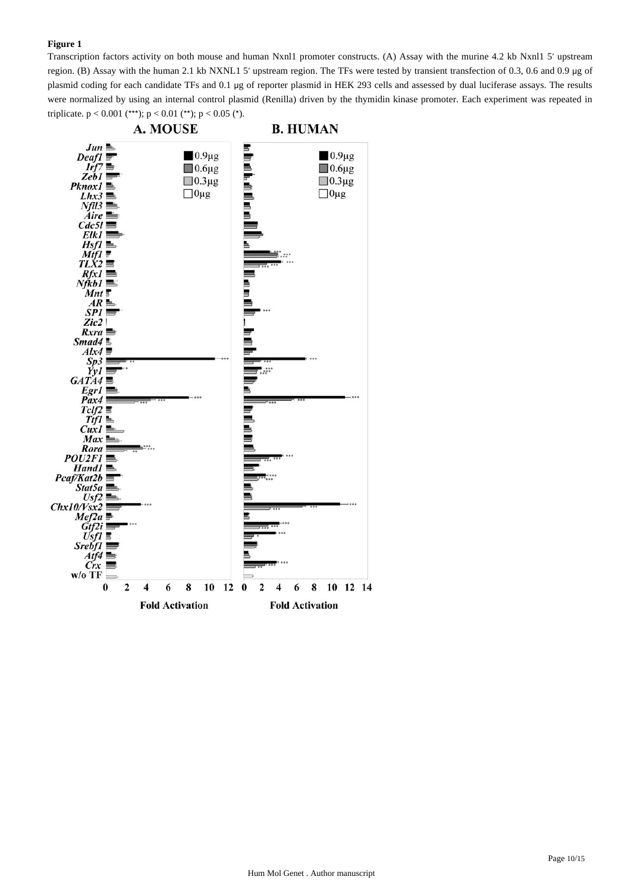**Figure 1**

Transcription factors activity on both mouse and human Nxnl1 promoter constructs. (A) Assay with the murine 4.2 kb Nxnl1 5′ upstream region. (B) Assay with the human 2.1 kb NXNL1 5′ upstream region. The TFs were tested by transient transfection of 0.3, 0.6 and 0.9 μg of plasmid coding for each candidate TFs and 0.1 μg of reporter plasmid in HEK 293 cells and assessed by dual luciferase assays. The results were normalized by using an internal control plasmid (Renilla) driven by the thymidin kinase promoter. Each experiment was repeated in triplicate. $p < 0.001$ (***); $p < 0.01$ (**); $p < 0.05$ (*).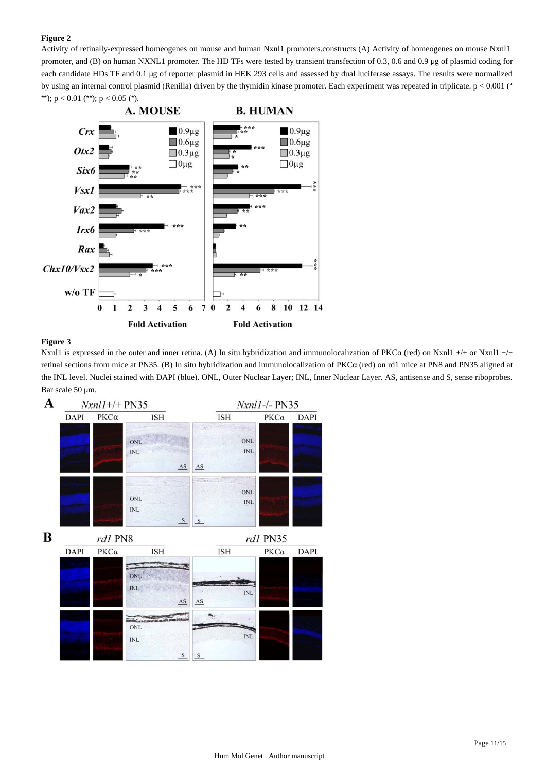**Figure 2**

Activity of retinally-expressed homeogenes on mouse and human Nxnl1 promoters.constructs (A) Activity of homeogenes on mouse Nxnl1 promoter, and (B) on human NXNL1 promoter. The HD TFs were tested by transient transfection of 0.3, 0.6 and 0.9 μg of plasmid coding for each candidate HDs TF and 0.1 μg of reporter plasmid in HEK 293 cells and assessed by dual luciferase assays. The results were normalized by using an internal control plasmid (Renilla) driven by the thymidin kinase promoter. Each experiment was repeated in triplicate. $p < 0.001$ (***); $p < 0.01$ (**); $p < 0.05$ (*).

**Figure 3**

Nxnl1 is expressed in the outer and inner retina. (A) In situ hybridization and immunolocalization of PKCα (red) on Nxnl1 +/+ or Nxnl1 −/− retinal sections from mice at PN35. (B) In situ hybridization and immunolocalization of PKCα (red) on rd1 mice at PN8 and PN35 aligned at the INL level. Nuclei stained with DAPI (blue). ONL, Outer Nuclear Layer; INL, Inner Nuclear Layer. AS, antisense and S, sense riboprobes. Bar scale 50 μm.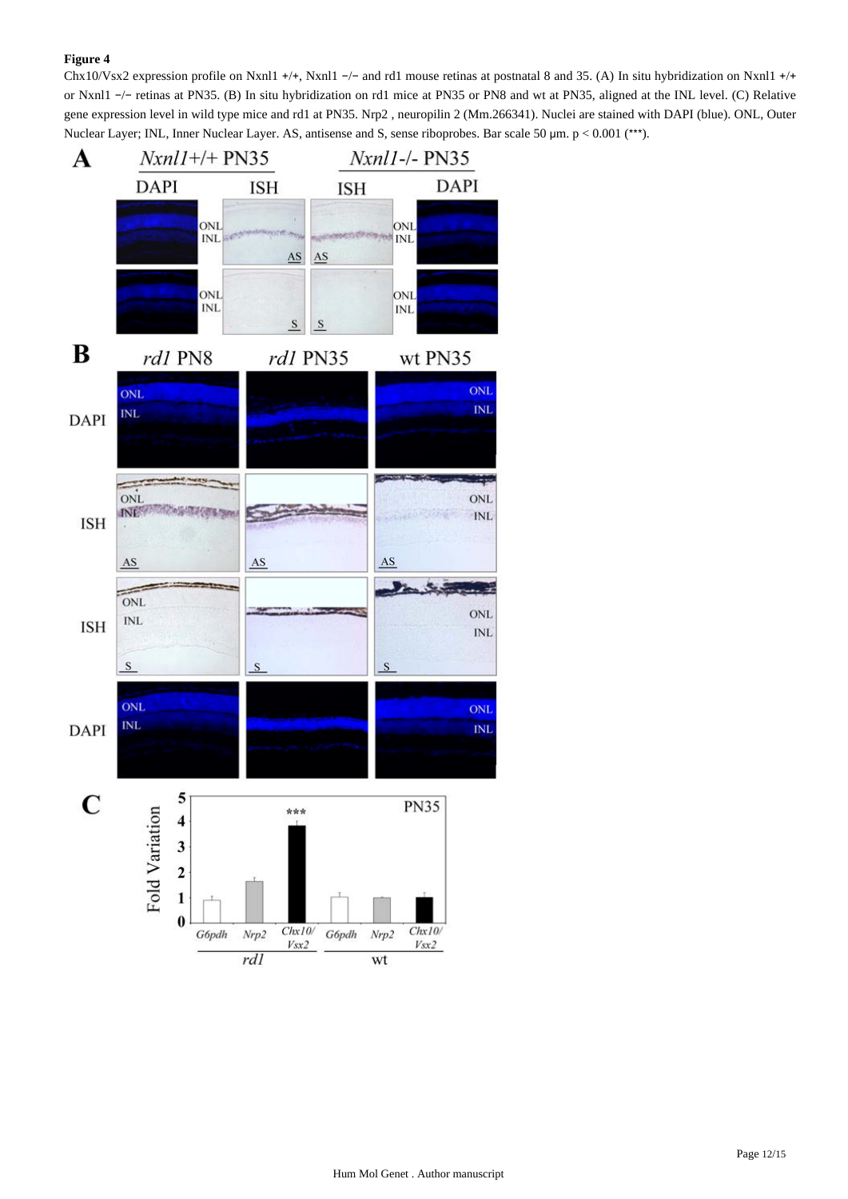**Figure 4**

Chx10/Vsx2 expression profile on Nxnl1 +/+, Nxnl1 −/− and rd1 mouse retinas at postnatal 8 and 35. (A) In situ hybridization on Nxnl1 +/+ or Nxnl1 −/− retinas at PN35. (B) In situ hybridization on rd1 mice at PN35 or PN8 and wt at PN35, aligned at the INL level. (C) Relative gene expression level in wild type mice and rd1 at PN35. Nrp2 , neuropilin 2 (Mm.266341). Nuclei are stained with DAPI (blue). ONL, Outer Nuclear Layer; INL, Inner Nuclear Layer. AS, antisense and S, sense riboprobes. Bar scale 50 μm. $p < 0.001$ (***).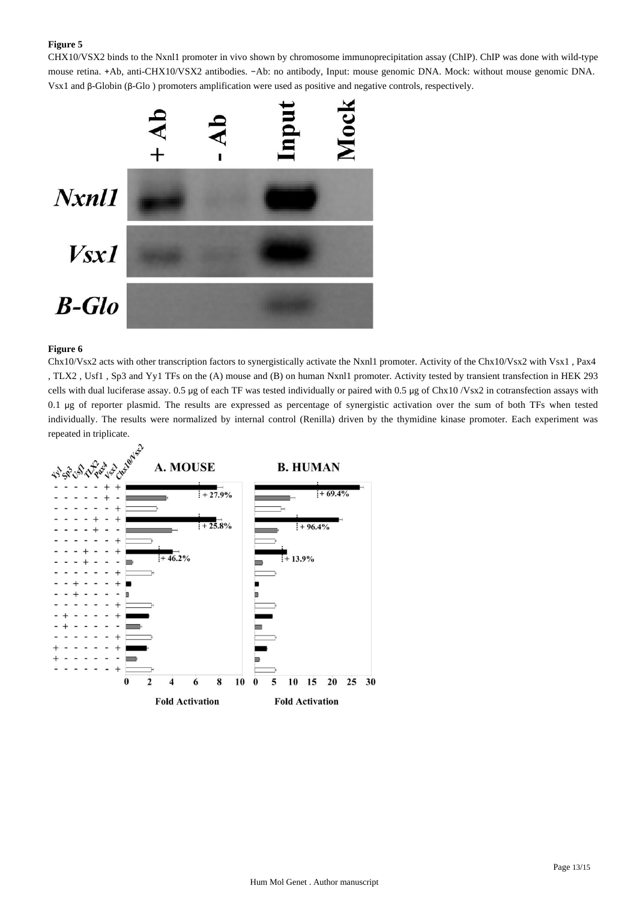**Figure 5**

CHX10/VSX2 binds to the Nxnl1 promoter in vivo shown by chromosome immunoprecipitation assay (ChIP). ChIP was done with wild-type mouse retina. +Ab, anti-CHX10/VSX2 antibodies. −Ab: no antibody, Input: mouse genomic DNA. Mock: without mouse genomic DNA. Vsx1 and β-Globin (β-Glo ) promoters amplification were used as positive and negative controls, respectively.

**Figure 6**

Chx10/Vsx2 acts with other transcription factors to synergistically activate the Nxnl1 promoter. Activity of the Chx10/Vsx2 with Vsx1 , Pax4 , TLX2 , Usf1 , Sp3 and Yy1 TFs on the (A) mouse and (B) on human Nxnl1 promoter. Activity tested by transient transfection in HEK 293 cells with dual luciferase assay. 0.5 μg of each TF was tested individually or paired with 0.5 μg of Chx10 /Vsx2 in cotransfection assays with 0.1 μg of reporter plasmid. The results are expressed as percentage of synergistic activation over the sum of both TFs when tested individually. The results were normalized by internal control (Renilla) driven by the thymidine kinase promoter. Each experiment was repeated in triplicate.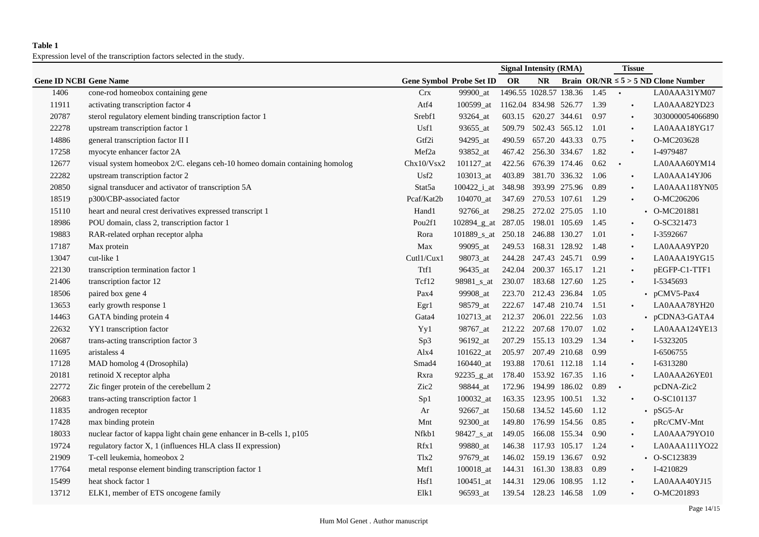**Table 1**

Expression level of the transcription factors selected in the study.

| Gene ID NCBI | Gene Name | Gene Symbol | Probe Set ID | Signal Intensity (RMA) | | | OR/NR | Tissue | | | Clone Number |
|---|---|---|---|---|---|---|---|---|---|---|---|
| | | | | OR | NR | Brain | | ≤ 5 | > 5 | ND | |
| 1406 | cone-rod homeobox containing gene | Crx | 99900_at | 1496.55 | 1028.57 | 138.36 | 1.45 | • | | | LA0AAA31YM07 |
| 11911 | activating transcription factor 4 | Atf4 | 100599_at | 1162.04 | 834.98 | 526.77 | 1.39 | | • | | LA0AAA82YD23 |
| 20787 | sterol regulatory element binding transcription factor 1 | Srebf1 | 93264_at | 603.15 | 620.27 | 344.61 | 0.97 | | • | | 3030000054066890 |
| 22278 | upstream transcription factor 1 | Usf1 | 93655_at | 509.79 | 502.43 | 565.12 | 1.01 | | • | | LA0AAA18YG17 |
| 14886 | general transcription factor II I | Gtf2i | 94295_at | 490.59 | 657.20 | 443.33 | 0.75 | | • | | O-MC203628 |
| 17258 | myocyte enhancer factor 2A | Mef2a | 93852_at | 467.42 | 256.30 | 334.67 | 1.82 | | • | | I-4979487 |
| 12677 | visual system homeobox 2/C. elegans ceh-10 homeo domain containing homolog | Chx10/Vsx2 | 101127_at | 422.56 | 676.39 | 174.46 | 0.62 | • | | | LA0AAA60YM14 |
| 22282 | upstream transcription factor 2 | Usf2 | 103013_at | 403.89 | 381.70 | 336.32 | 1.06 | | • | | LA0AAA14YJ06 |
| 20850 | signal transducer and activator of transcription 5A | Stat5a | 100422_i_at | 348.98 | 393.99 | 275.96 | 0.89 | | • | | LA0AAA118YN05 |
| 18519 | p300/CBP-associated factor | Pcaf/Kat2b | 104070_at | 347.69 | 270.53 | 107.61 | 1.29 | | • | | O-MC206206 |
| 15110 | heart and neural crest derivatives expressed transcript 1 | Hand1 | 92766_at | 298.25 | 272.02 | 275.05 | 1.10 | | | • | O-MC201881 |
| 18986 | POU domain, class 2, transcription factor 1 | Pou2f1 | 102894_g_at | 287.05 | 198.01 | 105.69 | 1.45 | | • | | O-SC321473 |
| 19883 | RAR-related orphan receptor alpha | Rora | 101889_s_at | 250.18 | 246.88 | 130.27 | 1.01 | | • | | I-3592667 |
| 17187 | Max protein | Max | 99095_at | 249.53 | 168.31 | 128.92 | 1.48 | | • | | LA0AAA9YP20 |
| 13047 | cut-like 1 | Cutl1/Cux1 | 98073_at | 244.28 | 247.43 | 245.71 | 0.99 | | • | | LA0AAA19YG15 |
| 22130 | transcription termination factor 1 | Ttf1 | 96435_at | 242.04 | 200.37 | 165.17 | 1.21 | | • | | pEGFP-C1-TTF1 |
| 21406 | transcription factor 12 | Tcf12 | 98981_s_at | 230.07 | 183.68 | 127.60 | 1.25 | | • | | I-5345693 |
| 18506 | paired box gene 4 | Pax4 | 99908_at | 223.70 | 212.43 | 236.84 | 1.05 | | | • | pCMV5-Pax4 |
| 13653 | early growth response 1 | Egr1 | 98579_at | 222.67 | 147.48 | 210.74 | 1.51 | | • | | LA0AAA78YH20 |
| 14463 | GATA binding protein 4 | Gata4 | 102713_at | 212.37 | 206.01 | 222.56 | 1.03 | | | • | pCDNA3-GATA4 |
| 22632 | YY1 transcription factor | Yy1 | 98767_at | 212.22 | 207.68 | 170.07 | 1.02 | | • | | LA0AAA124YE13 |
| 20687 | trans-acting transcription factor 3 | Sp3 | 96192_at | 207.29 | 155.13 | 103.29 | 1.34 | | • | | I-5323205 |
| 11695 | aristaless 4 | Alx4 | 101622_at | 205.97 | 207.49 | 210.68 | 0.99 | | | | I-6506755 |
| 17128 | MAD homolog 4 (Drosophila) | Smad4 | 160440_at | 193.88 | 170.61 | 112.18 | 1.14 | | • | | I-6313280 |
| 20181 | retinoid X receptor alpha | Rxra | 92235_g_at | 178.40 | 153.92 | 167.35 | 1.16 | | • | | LA0AAA26YE01 |
| 22772 | Zic finger protein of the cerebellum 2 | Zic2 | 98844_at | 172.96 | 194.99 | 186.02 | 0.89 | • | | | pcDNA-Zic2 |
| 20683 | trans-acting transcription factor 1 | Sp1 | 100032_at | 163.35 | 123.95 | 100.51 | 1.32 | | • | | O-SC101137 |
| 11835 | androgen receptor | Ar | 92667_at | 150.68 | 134.52 | 145.60 | 1.12 | | | • | pSG5-Ar |
| 17428 | max binding protein | Mnt | 92300_at | 149.80 | 176.99 | 154.56 | 0.85 | | • | | pRc/CMV-Mnt |
| 18033 | nuclear factor of kappa light chain gene enhancer in B-cells 1, p105 | Nfkb1 | 98427_s_at | 149.05 | 166.08 | 155.34 | 0.90 | | • | | LA0AAA79YO10 |
| 19724 | regulatory factor X, 1 (influences HLA class II expression) | Rfx1 | 99880_at | 146.38 | 117.93 | 105.17 | 1.24 | | • | | LA0AAA111YO22 |
| 21909 | T-cell leukemia, homeobox 2 | Tlx2 | 97679_at | 146.02 | 159.19 | 136.67 | 0.92 | | | • | O-SC123839 |
| 17764 | metal response element binding transcription factor 1 | Mtf1 | 100018_at | 144.31 | 161.30 | 138.83 | 0.89 | | • | | I-4210829 |
| 15499 | heat shock factor 1 | Hsf1 | 100451_at | 144.31 | 129.06 | 108.95 | 1.12 | | • | | LA0AAA40YJ15 |
| 13712 | ELK1, member of ETS oncogene family | Elk1 | 96593_at | 139.54 | 128.23 | 146.58 | 1.09 | | • | | O-MC201893 |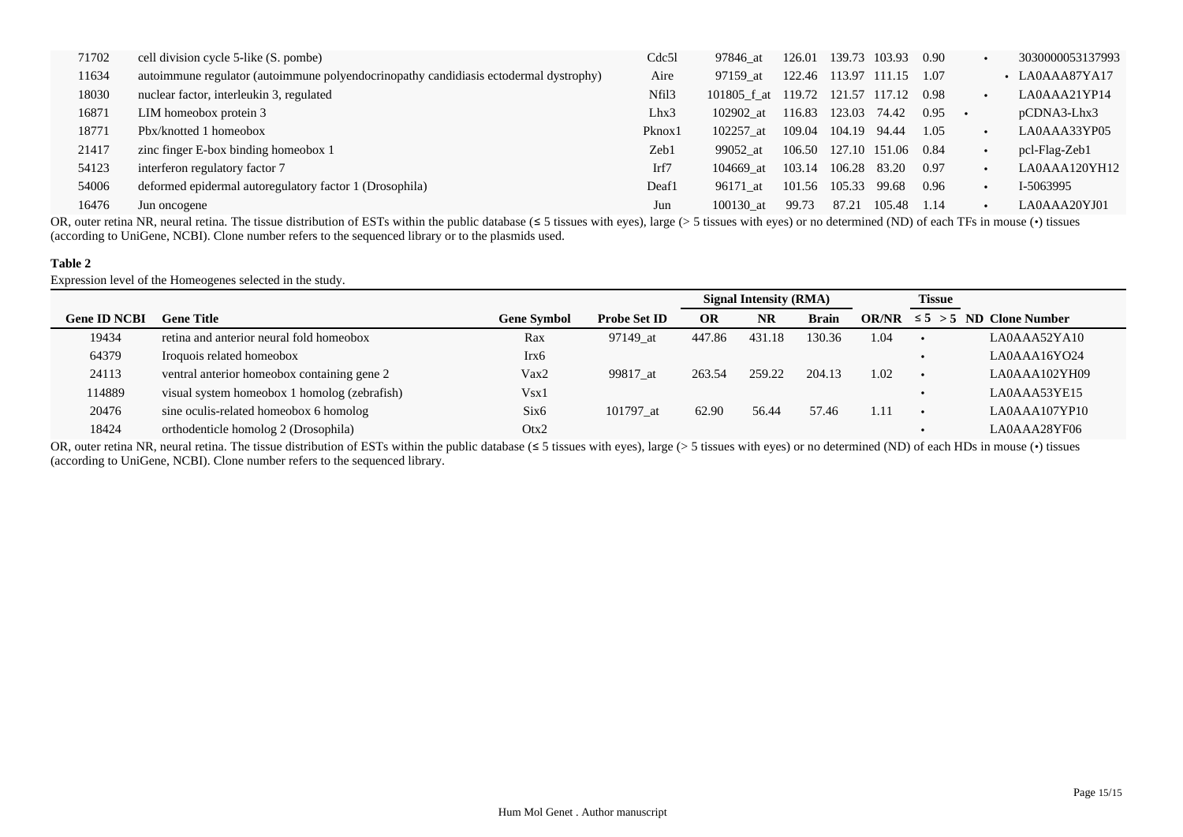| | | | | | | | | | | | |
|---|---|---|---|---|---|---|---|---|---|---|---|
| 71702 | cell division cycle 5-like (S. pombe) | Cdc5l | 97846_at | 126.01 | 139.73 | 103.93 | 0.90 | | • | | 3030000053137993 |
| 11634 | autoimmune regulator (autoimmune polyendocrinopathy candidiasis ectodermal dystrophy) | Aire | 97159_at | 122.46 | 113.97 | 111.15 | 1.07 | | | • | LA0AAA87YA17 |
| 18030 | nuclear factor, interleukin 3, regulated | Nfil3 | 101805_f_at | 119.72 | 121.57 | 117.12 | 0.98 | | • | | LA0AAA21YP14 |
| 16871 | LIM homeobox protein 3 | Lhx3 | 102902_at | 116.83 | 123.03 | 74.42 | 0.95 | • | | | pCDNA3-Lhx3 |
| 18771 | Pbx/knotted 1 homeobox | Pknox1 | 102257_at | 109.04 | 104.19 | 94.44 | 1.05 | | • | | LA0AAA33YP05 |
| 21417 | zinc finger E-box binding homeobox 1 | Zeb1 | 99052_at | 106.50 | 127.10 | 151.06 | 0.84 | | • | | pcl-Flag-Zeb1 |
| 54123 | interferon regulatory factor 7 | Irf7 | 104669_at | 103.14 | 106.28 | 83.20 | 0.97 | | • | | LA0AAA120YH12 |
| 54006 | deformed epidermal autoregulatory factor 1 (Drosophila) | Deaf1 | 96171_at | 101.56 | 105.33 | 99.68 | 0.96 | | • | | I-5063995 |
| 16476 | Jun oncogene | Jun | 100130_at | 99.73 | 87.21 | 105.48 | 1.14 | | • | | LA0AAA20YJ01 |

OR, outer retina NR, neural retina. The tissue distribution of ESTs within the public database (≤ 5 tissues with eyes), large (> 5 tissues with eyes) or no determined (ND) of each TFs in mouse (•) tissues (according to UniGene, NCBI). Clone number refers to the sequenced library or to the plasmids used.

**Table 2**

Expression level of the Homeogenes selected in the study.

| | | | | Signal Intensity (RMA) | | | | Tissue | | | |
|---|---|---|---|---|---|---|---|---|---|---|---|
| **Gene ID NCBI** | **Gene Title** | **Gene Symbol** | **Probe Set ID** | **OR** | **NR** | **Brain** | **OR/NR** | **≤ 5** | **> 5** | **ND** | **Clone Number** |
| 19434 | retina and anterior neural fold homeobox | Rax | 97149_at | 447.86 | 431.18 | 130.36 | 1.04 | • | | | LA0AAA52YA10 |
| 64379 | Iroquois related homeobox | Irx6 | | | | | | • | | | LA0AAA16YO24 |
| 24113 | ventral anterior homeobox containing gene 2 | Vax2 | 99817_at | 263.54 | 259.22 | 204.13 | 1.02 | • | | | LA0AAA102YH09 |
| 114889 | visual system homeobox 1 homolog (zebrafish) | Vsx1 | | | | | | • | | | LA0AAA53YE15 |
| 20476 | sine oculis-related homeobox 6 homolog | Six6 | 101797_at | 62.90 | 56.44 | 57.46 | 1.11 | • | | | LA0AAA107YP10 |
| 18424 | orthodenticle homolog 2 (Drosophila) | Otx2 | | | | | | • | | | LA0AAA28YF06 |

OR, outer retina NR, neural retina. The tissue distribution of ESTs within the public database (≤ 5 tissues with eyes), large (> 5 tissues with eyes) or no determined (ND) of each HDs in mouse (•) tissues (according to UniGene, NCBI). Clone number refers to the sequenced library.